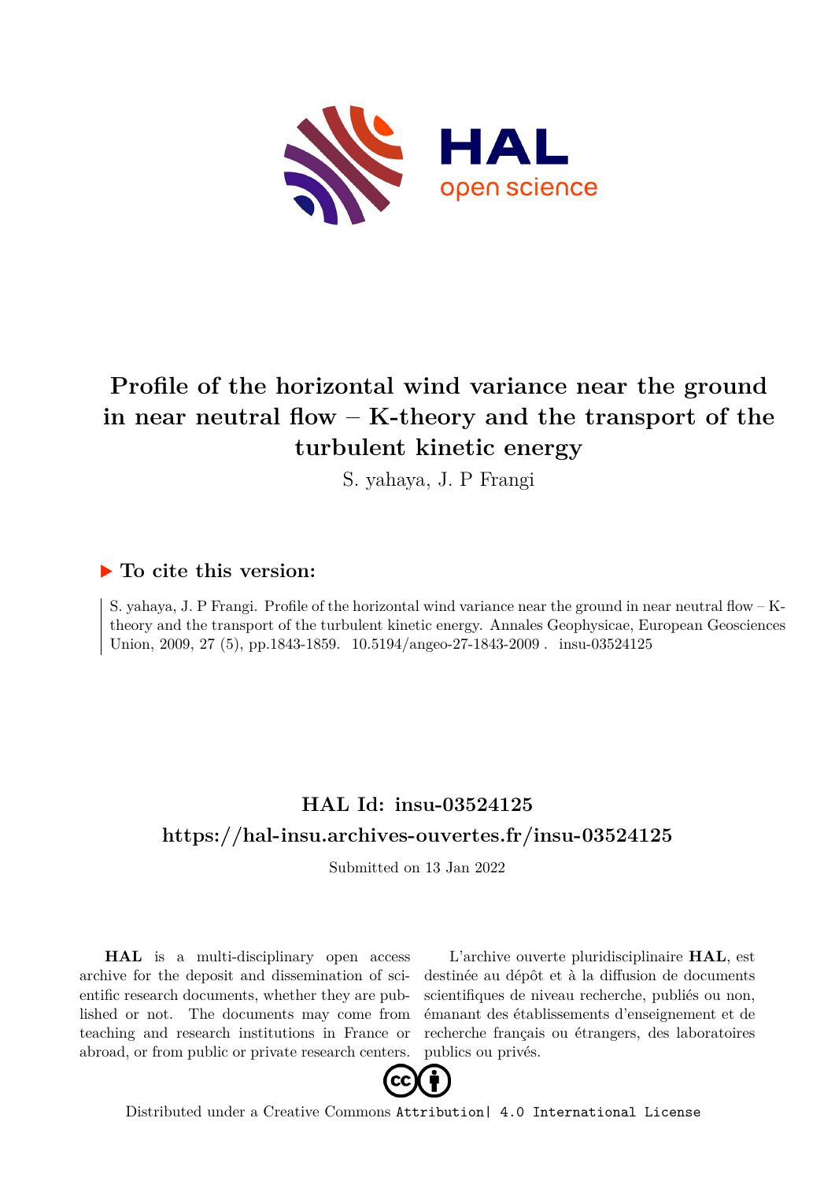# Profile of the horizontal wind variance near the ground in near neutral flow – K-theory and the transport of the turbulent kinetic energy

S. yahaya, J. P Frangi

## ▶ To cite this version:

S. yahaya, J. P Frangi. Profile of the horizontal wind variance near the ground in near neutral flow – K-theory and the transport of the turbulent kinetic energy. Annales Geophysicae, European Geosciences Union, 2009, 27 (5), pp.1843-1859. 10.5194/angeo-27-1843-2009 . insu-03524125

## HAL Id: insu-03524125

## https://hal-insu.archives-ouvertes.fr/insu-03524125

Submitted on 13 Jan 2022

**HAL** is a multi-disciplinary open access archive for the deposit and dissemination of scientific research documents, whether they are published or not. The documents may come from teaching and research institutions in France or abroad, or from public or private research centers.

L'archive ouverte pluridisciplinaire **HAL**, est destinée au dépôt et à la diffusion de documents scientifiques de niveau recherche, publiés ou non, émanant des établissements d'enseignement et de recherche français ou étrangers, des laboratoires publics ou privés.

Distributed under a Creative Commons Attribution| 4.0 International License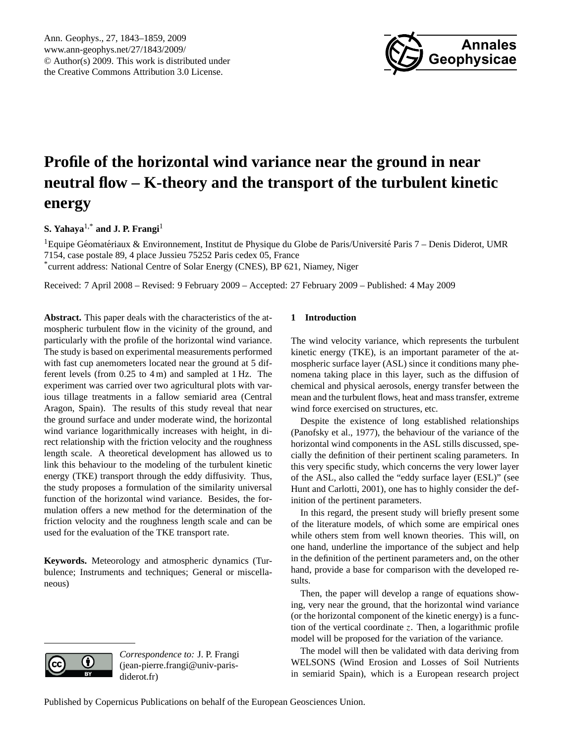# Profile of the horizontal wind variance near the ground in near neutral flow – K-theory and the transport of the turbulent kinetic energy

**S. Yahaya**[1,*] **and J. P. Frangi**[1]

[1]Equipe Géomatériaux & Environnement, Institut de Physique du Globe de Paris/Université Paris 7 – Denis Diderot, UMR 7154, case postale 89, 4 place Jussieu 75252 Paris cedex 05, France

[*]current address: National Centre of Solar Energy (CNES), BP 621, Niamey, Niger

Received: 7 April 2008 – Revised: 9 February 2009 – Accepted: 27 February 2009 – Published: 4 May 2009

**Abstract.** This paper deals with the characteristics of the atmospheric turbulent flow in the vicinity of the ground, and particularly with the profile of the horizontal wind variance. The study is based on experimental measurements performed with fast cup anemometers located near the ground at 5 different levels (from 0.25 to 4 m) and sampled at 1 Hz. The experiment was carried over two agricultural plots with various tillage treatments in a fallow semiarid area (Central Aragon, Spain). The results of this study reveal that near the ground surface and under moderate wind, the horizontal wind variance logarithmically increases with height, in direct relationship with the friction velocity and the roughness length scale. A theoretical development has allowed us to link this behaviour to the modeling of the turbulent kinetic energy (TKE) transport through the eddy diffusivity. Thus, the study proposes a formulation of the similarity universal function of the horizontal wind variance. Besides, the formulation offers a new method for the determination of the friction velocity and the roughness length scale and can be used for the evaluation of the TKE transport rate.

**Keywords.** Meteorology and atmospheric dynamics (Turbulence; Instruments and techniques; General or miscellaneous)

*Correspondence to:* J. P. Frangi (jean-pierre.frangi@univ-paris-diderot.fr)

## 1 Introduction

The wind velocity variance, which represents the turbulent kinetic energy (TKE), is an important parameter of the atmospheric surface layer (ASL) since it conditions many phenomena taking place in this layer, such as the diffusion of chemical and physical aerosols, energy transfer between the mean and the turbulent flows, heat and mass transfer, extreme wind force exercised on structures, etc.

Despite the existence of long established relationships (Panofsky et al., 1977), the behaviour of the variance of the horizontal wind components in the ASL stills discussed, specially the definition of their pertinent scaling parameters. In this very specific study, which concerns the very lower layer of the ASL, also called the "eddy surface layer (ESL)" (see Hunt and Carlotti, 2001), one has to highly consider the definition of the pertinent parameters.

In this regard, the present study will briefly present some of the literature models, of which some are empirical ones while others stem from well known theories. This will, on one hand, underline the importance of the subject and help in the definition of the pertinent parameters and, on the other hand, provide a base for comparison with the developed results.

Then, the paper will develop a range of equations showing, very near the ground, that the horizontal wind variance (or the horizontal component of the kinetic energy) is a function of the vertical coordinate $z$. Then, a logarithmic profile model will be proposed for the variation of the variance.

The model will then be validated with data deriving from WELSONS (Wind Erosion and Losses of Soil Nutrients in semiarid Spain), which is a European research project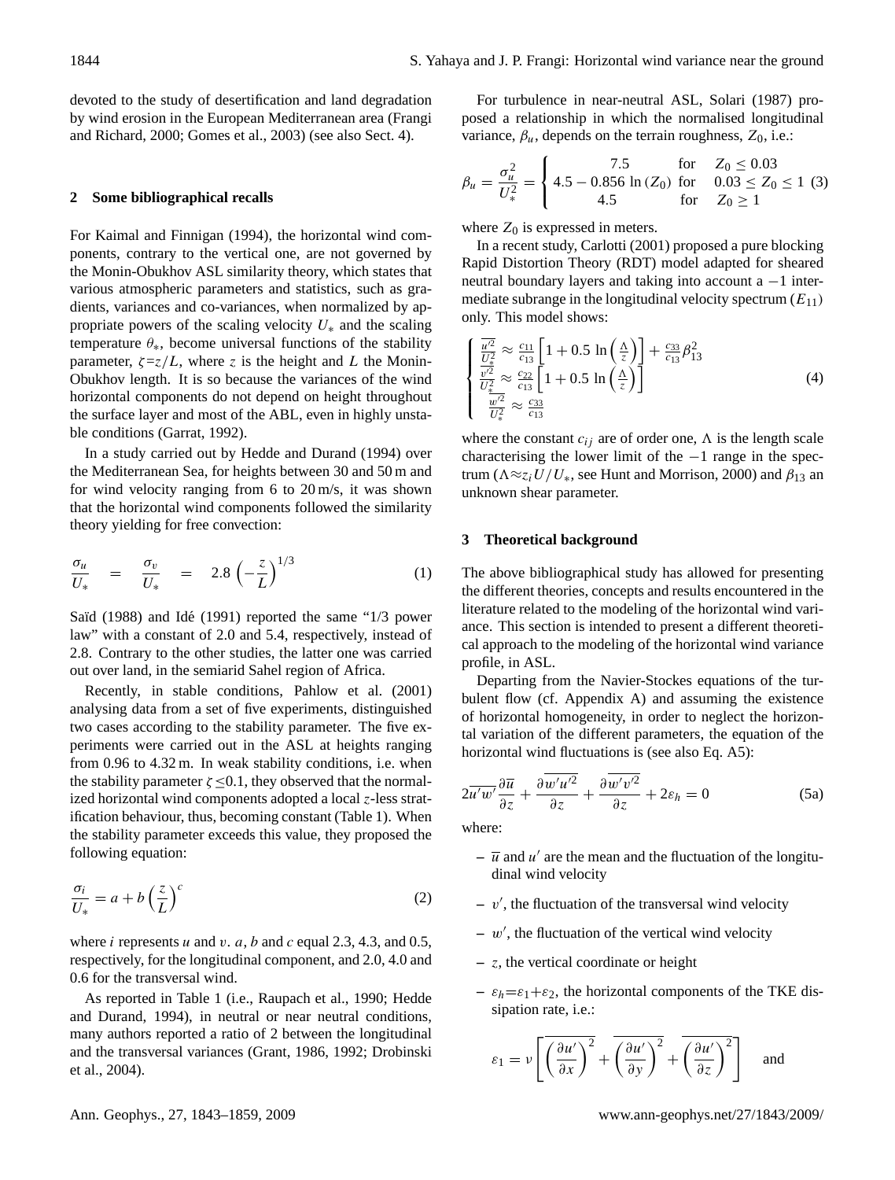devoted to the study of desertification and land degradation by wind erosion in the European Mediterranean area (Frangi and Richard, 2000; Gomes et al., 2003) (see also Sect. 4).

## 2 Some bibliographical recalls

For Kaimal and Finnigan (1994), the horizontal wind components, contrary to the vertical one, are not governed by the Monin-Obukhov ASL similarity theory, which states that various atmospheric parameters and statistics, such as gradients, variances and co-variances, when normalized by appropriate powers of the scaling velocity $U_*$ and the scaling temperature $\theta_*$, become universal functions of the stability parameter, $\zeta=z/L$, where $z$ is the height and $L$ the Monin-Obukhov length. It is so because the variances of the wind horizontal components do not depend on height throughout the surface layer and most of the ABL, even in highly unstable conditions (Garrat, 1992).

In a study carried out by Hedde and Durand (1994) over the Mediterranean Sea, for heights between 30 and 50 m and for wind velocity ranging from 6 to 20 m/s, it was shown that the horizontal wind components followed the similarity theory yielding for free convection:

$$\frac{\sigma_u}{U_*} = \frac{\sigma_v}{U_*} = 2.8\left(-\frac{z}{L}\right)^{1/3} \tag{1}$$

Saïd (1988) and Idé (1991) reported the same "1/3 power law" with a constant of 2.0 and 5.4, respectively, instead of 2.8. Contrary to the other studies, the latter one was carried out over land, in the semiarid Sahel region of Africa.

Recently, in stable conditions, Pahlow et al. (2001) analysing data from a set of five experiments, distinguished two cases according to the stability parameter. The five experiments were carried out in the ASL at heights ranging from 0.96 to 4.32 m. In weak stability conditions, i.e. when the stability parameter $\zeta \leq 0.1$, they observed that the normalized horizontal wind components adopted a local $z$-less stratification behaviour, thus, becoming constant (Table 1). When the stability parameter exceeds this value, they proposed the following equation:

$$\frac{\sigma_i}{U_*} = a + b\left(\frac{z}{L}\right)^c \tag{2}$$

where $i$ represents $u$ and $v$. $a$, $b$ and $c$ equal 2.3, 4.3, and 0.5, respectively, for the longitudinal component, and 2.0, 4.0 and 0.6 for the transversal wind.

As reported in Table 1 (i.e., Raupach et al., 1990; Hedde and Durand, 1994), in neutral or near neutral conditions, many authors reported a ratio of 2 between the longitudinal and the transversal variances (Grant, 1986, 1992; Drobinski et al., 2004).

For turbulence in near-neutral ASL, Solari (1987) proposed a relationship in which the normalised longitudinal variance, $\beta_u$, depends on the terrain roughness, $Z_0$, i.e.:

$$\beta_u = \frac{\sigma_u^2}{U_*^2} = \begin{cases} 7.5 & \text{for} \quad Z_0 \leq 0.03 \\ 4.5 - 0.856\,\ln(Z_0) & \text{for} \quad 0.03 \leq Z_0 \leq 1 \\ 4.5 & \text{for} \quad Z_0 \geq 1 \end{cases} \tag{3}$$

where $Z_0$ is expressed in meters.

In a recent study, Carlotti (2001) proposed a pure blocking Rapid Distortion Theory (RDT) model adapted for sheared neutral boundary layers and taking into account a $-1$ intermediate subrange in the longitudinal velocity spectrum ($E_{11}$) only. This model shows:

$$\begin{cases} \frac{\overline{u'^2}}{U_*^2} \approx \frac{c_{11}}{c_{13}}\left[1 + 0.5\,\ln\left(\frac{\Lambda}{z}\right)\right] + \frac{c_{33}}{c_{13}}\beta_{13}^2 \\ \frac{\overline{v'^2}}{U_*^2} \approx \frac{c_{22}}{c_{13}}\left[1 + 0.5\,\ln\left(\frac{\Lambda}{z}\right)\right] \\ \frac{\overline{w'^2}}{U_*^2} \approx \frac{c_{33}}{c_{13}} \end{cases} \tag{4}$$

where the constant $c_{ij}$ are of order one, $\Lambda$ is the length scale characterising the lower limit of the $-1$ range in the spectrum ($\Lambda \approx z_i U/U_*$, see Hunt and Morrison, 2000) and $\beta_{13}$ an unknown shear parameter.

## 3 Theoretical background

The above bibliographical study has allowed for presenting the different theories, concepts and results encountered in the literature related to the modeling of the horizontal wind variance. This section is intended to present a different theoretical approach to the modeling of the horizontal wind variance profile, in ASL.

Departing from the Navier-Stockes equations of the turbulent flow (cf. Appendix A) and assuming the existence of horizontal homogeneity, in order to neglect the horizontal variation of the different parameters, the equation of the horizontal wind fluctuations is (see also Eq. A5):

$$2\overline{u'w'}\frac{\partial \overline{u}}{\partial z} + \frac{\partial \overline{w'u'^2}}{\partial z} + \frac{\partial \overline{w'v'^2}}{\partial z} + 2\varepsilon_h = 0 \tag{5a}$$

where:

- $\overline{u}$ and $u'$ are the mean and the fluctuation of the longitudinal wind velocity
- $v'$, the fluctuation of the transversal wind velocity
- $w'$, the fluctuation of the vertical wind velocity
- $z$, the vertical coordinate or height
- $\varepsilon_h=\varepsilon_1+\varepsilon_2$, the horizontal components of the TKE dissipation rate, i.e.:

$$\varepsilon_1 = \nu\left[\overline{\left(\frac{\partial u'}{\partial x}\right)^2} + \overline{\left(\frac{\partial u'}{\partial y}\right)^2} + \overline{\left(\frac{\partial u'}{\partial z}\right)^2}\right] \quad \text{and}$$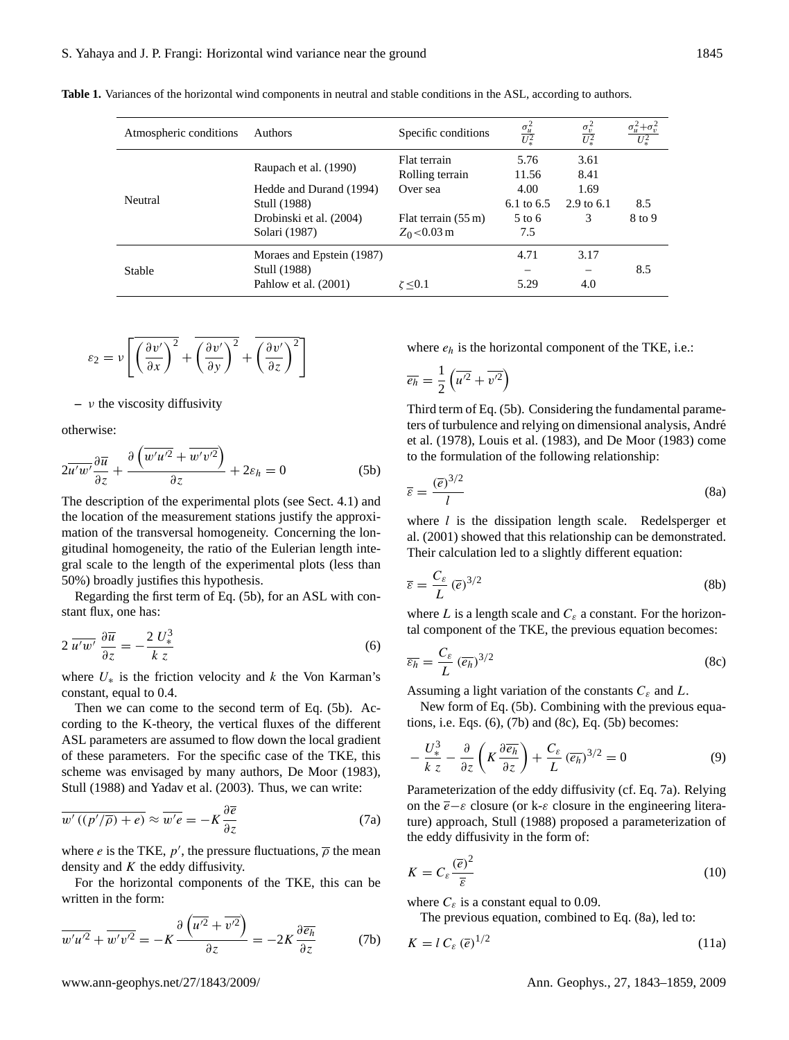**Table 1.** Variances of the horizontal wind components in neutral and stable conditions in the ASL, according to authors.

| Atmospheric conditions | Authors | Specific conditions | $\frac{\sigma_u^2}{U_*^2}$ | $\frac{\sigma_v^2}{U_*^2}$ | $\frac{\sigma_u^2+\sigma_v^2}{U_*^2}$ |
|---|---|---|---|---|---|
| Neutral | Raupach et al. (1990) | Flat terrain | 5.76 | 3.61 | |
| | | Rolling terrain | 11.56 | 8.41 | |
| | Hedde and Durand (1994) | Over sea | 4.00 | 1.69 | |
| | Stull (1988) | | 6.1 to 6.5 | 2.9 to 6.1 | 8.5 |
| | Drobinski et al. (2004) | Flat terrain (55 m) | 5 to 6 | 3 | 8 to 9 |
| | Solari (1987) | $Z_0 < 0.03$ m | 7.5 | | |
| Stable | Moraes and Epstein (1987) | | 4.71 | 3.17 | |
| | Stull (1988) | | – | – | 8.5 |
| | Pahlow et al. (2001) | $\zeta \leq 0.1$ | 5.29 | 4.0 | |

$$\varepsilon_2 = \nu \left[ \overline{\left(\frac{\partial v'}{\partial x}\right)^2} + \overline{\left(\frac{\partial v'}{\partial y}\right)^2} + \overline{\left(\frac{\partial v'}{\partial z}\right)^2} \right]$$

– $\nu$ the viscosity diffusivity

otherwise:

$$2\overline{u'w'}\frac{\partial \overline{u}}{\partial z} + \frac{\partial\left(\overline{w'u'^2} + \overline{w'v'^2}\right)}{\partial z} + 2\varepsilon_h = 0 \tag{5b}$$

The description of the experimental plots (see Sect. 4.1) and the location of the measurement stations justify the approximation of the transversal homogeneity. Concerning the longitudinal homogeneity, the ratio of the Eulerian length integral scale to the length of the experimental plots (less than 50%) broadly justifies this hypothesis.

Regarding the first term of Eq. (5b), for an ASL with constant flux, one has:

$$2\,\overline{u'w'}\,\frac{\partial \overline{u}}{\partial z} = -\frac{2\,U_*^3}{k\,z} \tag{6}$$

where $U_*$ is the friction velocity and $k$ the Von Karman's constant, equal to 0.4.

Then we can come to the second term of Eq. (5b). According to the K-theory, the vertical fluxes of the different ASL parameters are assumed to flow down the local gradient of these parameters. For the specific case of the TKE, this scheme was envisaged by many authors, De Moor (1983), Stull (1988) and Yadav et al. (2003). Thus, we can write:

$$\overline{w'\left((p'/\overline{\rho}) + e\right)} \approx \overline{w'e} = -K\frac{\partial \overline{e}}{\partial z} \tag{7a}$$

where $e$ is the TKE, $p'$, the pressure fluctuations, $\overline{\rho}$ the mean density and $K$ the eddy diffusivity.

For the horizontal components of the TKE, this can be written in the form:

$$\overline{w'u'^2} + \overline{w'v'^2} = -K\frac{\partial\left(\overline{u'^2} + \overline{v'^2}\right)}{\partial z} = -2K\frac{\partial \overline{e_h}}{\partial z} \tag{7b}$$

where $e_h$ is the horizontal component of the TKE, i.e.:

$$\overline{e_h} = \frac{1}{2}\left(\overline{u'^2} + \overline{v'^2}\right)$$

Third term of Eq. (5b). Considering the fundamental parameters of turbulence and relying on dimensional analysis, André et al. (1978), Louis et al. (1983), and De Moor (1983) come to the formulation of the following relationship:

$$\overline{\varepsilon} = \frac{(\overline{e})^{3/2}}{l} \tag{8a}$$

where $l$ is the dissipation length scale. Redelsperger et al. (2001) showed that this relationship can be demonstrated. Their calculation led to a slightly different equation:

$$\overline{\varepsilon} = \frac{C_\varepsilon}{L}\,(\overline{e})^{3/2} \tag{8b}$$

where $L$ is a length scale and $C_\varepsilon$ a constant. For the horizontal component of the TKE, the previous equation becomes:

$$\overline{\varepsilon_h} = \frac{C_\varepsilon}{L}\,(\overline{e_h})^{3/2} \tag{8c}$$

Assuming a light variation of the constants $C_\varepsilon$ and $L$.

New form of Eq. (5b). Combining with the previous equations, i.e. Eqs. (6), (7b) and (8c), Eq. (5b) becomes:

$$-\frac{U_*^3}{k\,z} - \frac{\partial}{\partial z}\left(K\frac{\partial \overline{e_h}}{\partial z}\right) + \frac{C_\varepsilon}{L}\,(\overline{e_h})^{3/2} = 0 \tag{9}$$

Parameterization of the eddy diffusivity (cf. Eq. 7a). Relying on the $\overline{e}$–$\varepsilon$ closure (or k-$\varepsilon$ closure in the engineering literature) approach, Stull (1988) proposed a parameterization of the eddy diffusivity in the form of:

$$K = C_\varepsilon\frac{(\overline{e})^2}{\overline{\varepsilon}} \tag{10}$$

where $C_\varepsilon$ is a constant equal to 0.09.

The previous equation, combined to Eq. (8a), led to:

$$K = l\,C_\varepsilon\,(\overline{e})^{1/2} \tag{11a}$$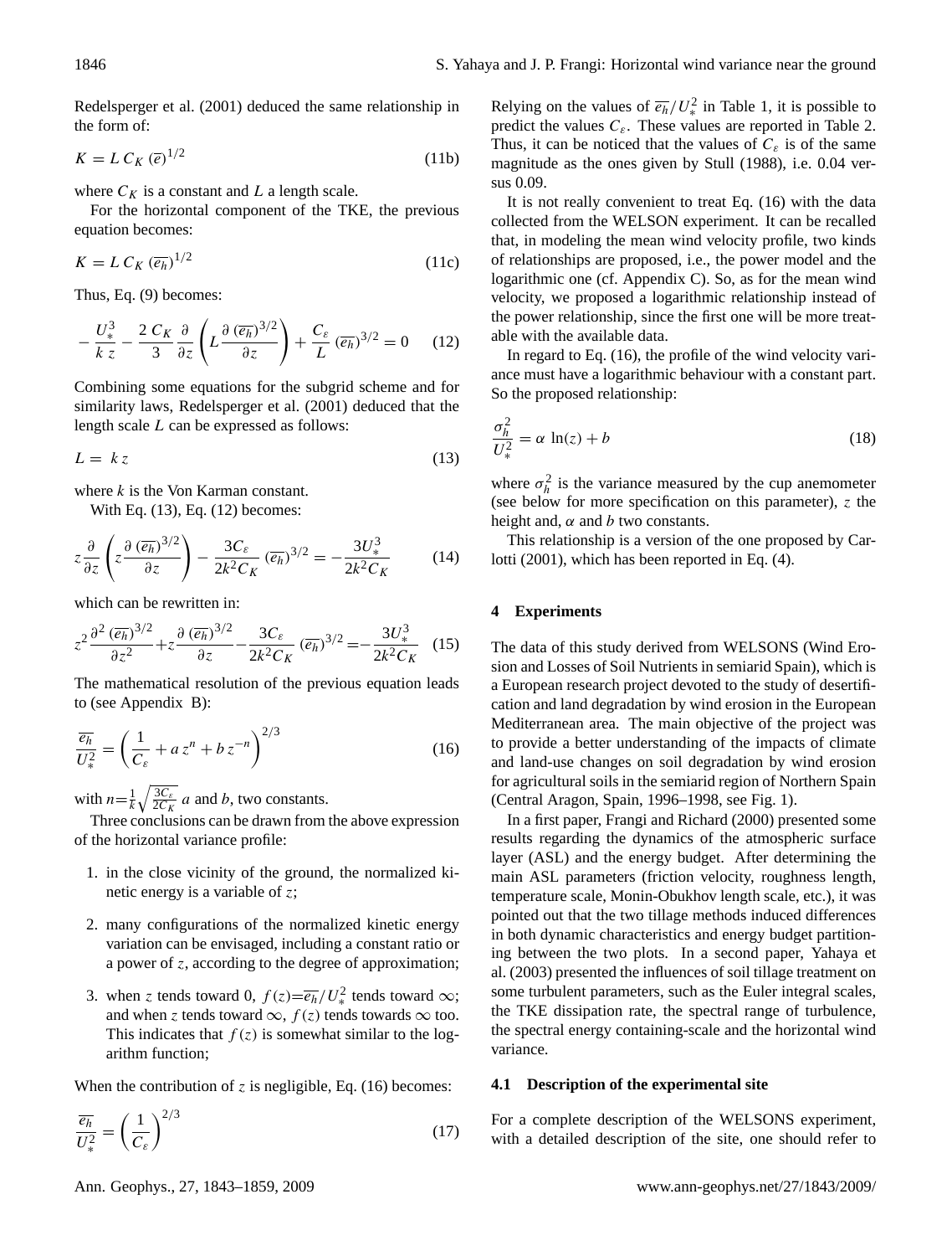Redelsperger et al. (2001) deduced the same relationship in the form of:

$$K = L\, C_K\, (\overline{e})^{1/2} \tag{11b}$$

where $C_K$ is a constant and $L$ a length scale.

For the horizontal component of the TKE, the previous equation becomes:

$$K = L\, C_K\, (\overline{e_h})^{1/2} \tag{11c}$$

Thus, Eq. (9) becomes:

$$-\frac{U_*^3}{k\,z} - \frac{2\,C_K}{3}\frac{\partial}{\partial z}\left(L\frac{\partial\,(\overline{e_h})^{3/2}}{\partial z}\right) + \frac{C_\varepsilon}{L}\,(\overline{e_h})^{3/2} = 0 \tag{12}$$

Combining some equations for the subgrid scheme and for similarity laws, Redelsperger et al. (2001) deduced that the length scale $L$ can be expressed as follows:

$$L = k\,z \tag{13}$$

where $k$ is the Von Karman constant.

With Eq. (13), Eq. (12) becomes:

$$z\frac{\partial}{\partial z}\left(z\frac{\partial\,(\overline{e_h})^{3/2}}{\partial z}\right) - \frac{3C_\varepsilon}{2k^2C_K}\,(\overline{e_h})^{3/2} = -\frac{3U_*^3}{2k^2C_K} \tag{14}$$

which can be rewritten in:

$$z^2\frac{\partial^2\,(\overline{e_h})^{3/2}}{\partial z^2} + z\frac{\partial\,(\overline{e_h})^{3/2}}{\partial z} - \frac{3C_\varepsilon}{2k^2C_K}\,(\overline{e_h})^{3/2} = -\frac{3U_*^3}{2k^2C_K} \tag{15}$$

The mathematical resolution of the previous equation leads to (see Appendix B):

$$\frac{\overline{e_h}}{U_*^2} = \left(\frac{1}{C_\varepsilon} + a\,z^n + b\,z^{-n}\right)^{2/3} \tag{16}$$

with $n=\frac{1}{k}\sqrt{\frac{3C_\varepsilon}{2C_K}}$ $a$ and $b$, two constants.

Three conclusions can be drawn from the above expression of the horizontal variance profile:

1. in the close vicinity of the ground, the normalized kinetic energy is a variable of $z$;
2. many configurations of the normalized kinetic energy variation can be envisaged, including a constant ratio or a power of $z$, according to the degree of approximation;
3. when $z$ tends toward 0, $f(z)=\overline{e_h}/U_*^2$ tends toward $\infty$; and when $z$ tends toward $\infty$, $f(z)$ tends towards $\infty$ too. This indicates that $f(z)$ is somewhat similar to the logarithm function;

When the contribution of $z$ is negligible, Eq. (16) becomes:

$$\frac{\overline{e_h}}{U_*^2} = \left(\frac{1}{C_\varepsilon}\right)^{2/3} \tag{17}$$

Relying on the values of $\overline{e_h}/U_*^2$ in Table 1, it is possible to predict the values $C_\varepsilon$. These values are reported in Table 2. Thus, it can be noticed that the values of $C_\varepsilon$ is of the same magnitude as the ones given by Stull (1988), i.e. 0.04 versus 0.09.

It is not really convenient to treat Eq. (16) with the data collected from the WELSON experiment. It can be recalled that, in modeling the mean wind velocity profile, two kinds of relationships are proposed, i.e., the power model and the logarithmic one (cf. Appendix C). So, as for the mean wind velocity, we proposed a logarithmic relationship instead of the power relationship, since the first one will be more treatable with the available data.

In regard to Eq. (16), the profile of the wind velocity variance must have a logarithmic behaviour with a constant part. So the proposed relationship:

$$\frac{\sigma_h^2}{U_*^2} = \alpha\,\ln(z) + b \tag{18}$$

where $\sigma_h^2$ is the variance measured by the cup anemometer (see below for more specification on this parameter), $z$ the height and, $\alpha$ and $b$ two constants.

This relationship is a version of the one proposed by Carlotti (2001), which has been reported in Eq. (4).

## 4 Experiments

The data of this study derived from WELSONS (Wind Erosion and Losses of Soil Nutrients in semiarid Spain), which is a European research project devoted to the study of desertification and land degradation by wind erosion in the European Mediterranean area. The main objective of the project was to provide a better understanding of the impacts of climate and land-use changes on soil degradation by wind erosion for agricultural soils in the semiarid region of Northern Spain (Central Aragon, Spain, 1996–1998, see Fig. 1).

In a first paper, Frangi and Richard (2000) presented some results regarding the dynamics of the atmospheric surface layer (ASL) and the energy budget. After determining the main ASL parameters (friction velocity, roughness length, temperature scale, Monin-Obukhov length scale, etc.), it was pointed out that the two tillage methods induced differences in both dynamic characteristics and energy budget partitioning between the two plots. In a second paper, Yahaya et al. (2003) presented the influences of soil tillage treatment on some turbulent parameters, such as the Euler integral scales, the TKE dissipation rate, the spectral range of turbulence, the spectral energy containing-scale and the horizontal wind variance.

### 4.1 Description of the experimental site

For a complete description of the WELSONS experiment, with a detailed description of the site, one should refer to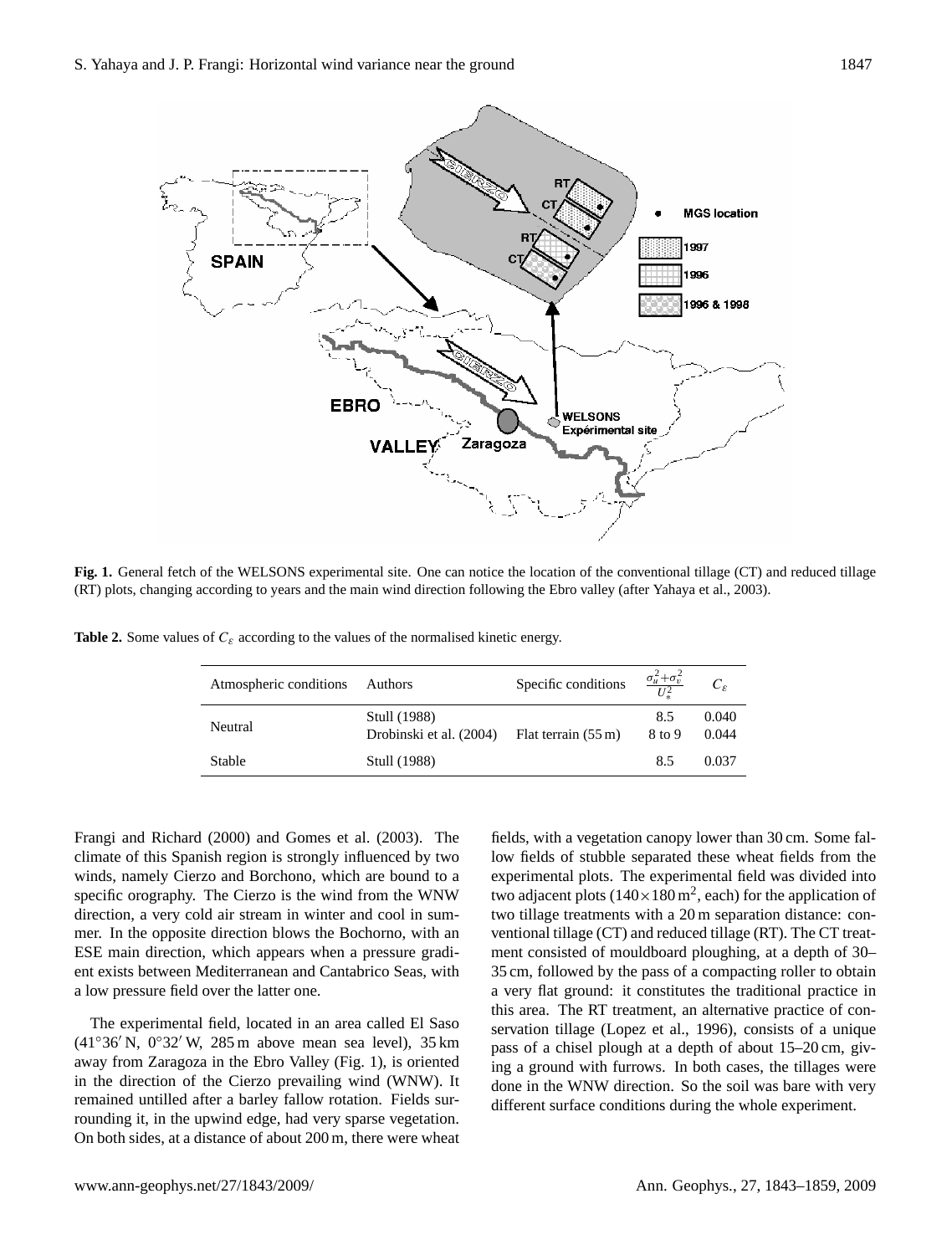**Fig. 1.** General fetch of the WELSONS experimental site. One can notice the location of the conventional tillage (CT) and reduced tillage (RT) plots, changing according to years and the main wind direction following the Ebro valley (after Yahaya et al., 2003).

**Table 2.** Some values of $C_\varepsilon$ according to the values of the normalised kinetic energy.

| Atmospheric conditions | Authors | Specific conditions | $\frac{\sigma_u^2+\sigma_v^2}{U_*^2}$ | $C_\varepsilon$ |
|---|---|---|---|---|
| Neutral | Stull (1988) | | 8.5 | 0.040 |
| | Drobinski et al. (2004) | Flat terrain (55 m) | 8 to 9 | 0.044 |
| Stable | Stull (1988) | | 8.5 | 0.037 |

Frangi and Richard (2000) and Gomes et al. (2003). The climate of this Spanish region is strongly influenced by two winds, namely Cierzo and Borchono, which are bound to a specific orography. The Cierzo is the wind from the WNW direction, a very cold air stream in winter and cool in summer. In the opposite direction blows the Bochorno, with an ESE main direction, which appears when a pressure gradient exists between Mediterranean and Cantabrico Seas, with a low pressure field over the latter one.

The experimental field, located in an area called El Saso (41°36′ N, 0°32′ W, 285 m above mean sea level), 35 km away from Zaragoza in the Ebro Valley (Fig. 1), is oriented in the direction of the Cierzo prevailing wind (WNW). It remained untilled after a barley fallow rotation. Fields surrounding it, in the upwind edge, had very sparse vegetation. On both sides, at a distance of about 200 m, there were wheat fields, with a vegetation canopy lower than 30 cm. Some fallow fields of stubble separated these wheat fields from the experimental plots. The experimental field was divided into two adjacent plots ($140\times180\,\text{m}^2$, each) for the application of two tillage treatments with a 20 m separation distance: conventional tillage (CT) and reduced tillage (RT). The CT treatment consisted of mouldboard ploughing, at a depth of 30–35 cm, followed by the pass of a compacting roller to obtain a very flat ground: it constitutes the traditional practice in this area. The RT treatment, an alternative practice of conservation tillage (Lopez et al., 1996), consists of a unique pass of a chisel plough at a depth of about 15–20 cm, giving a ground with furrows. In both cases, the tillages were done in the WNW direction. So the soil was bare with very different surface conditions during the whole experiment.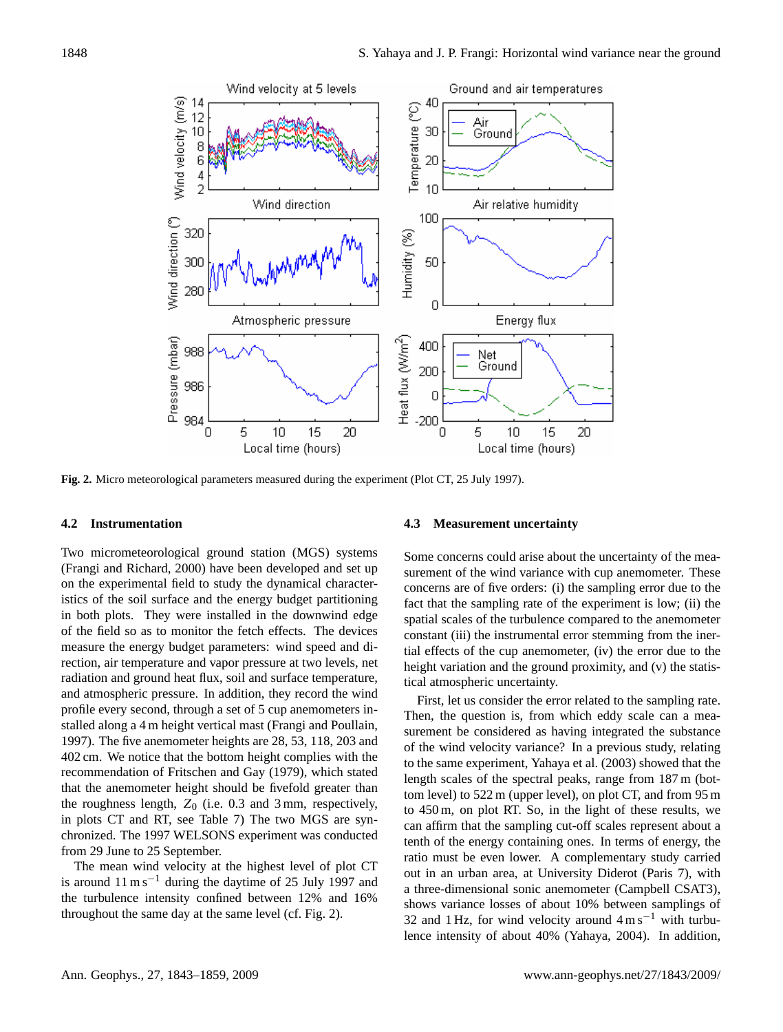**Fig. 2.** Micro meteorological parameters measured during the experiment (Plot CT, 25 July 1997).

### 4.2 Instrumentation

Two micrometeorological ground station (MGS) systems (Frangi and Richard, 2000) have been developed and set up on the experimental field to study the dynamical characteristics of the soil surface and the energy budget partitioning in both plots. They were installed in the downwind edge of the field so as to monitor the fetch effects. The devices measure the energy budget parameters: wind speed and direction, air temperature and vapor pressure at two levels, net radiation and ground heat flux, soil and surface temperature, and atmospheric pressure. In addition, they record the wind profile every second, through a set of 5 cup anemometers installed along a 4 m height vertical mast (Frangi and Poullain, 1997). The five anemometer heights are 28, 53, 118, 203 and 402 cm. We notice that the bottom height complies with the recommendation of Fritschen and Gay (1979), which stated that the anemometer height should be fivefold greater than the roughness length, $Z_0$ (i.e. 0.3 and 3 mm, respectively, in plots CT and RT, see Table 7) The two MGS are synchronized. The 1997 WELSONS experiment was conducted from 29 June to 25 September.

The mean wind velocity at the highest level of plot CT is around 11 $\mathrm{m\,s^{-1}}$ during the daytime of 25 July 1997 and the turbulence intensity confined between 12% and 16% throughout the same day at the same level (cf. Fig. 2).

### 4.3 Measurement uncertainty

Some concerns could arise about the uncertainty of the measurement of the wind variance with cup anemometer. These concerns are of five orders: (i) the sampling error due to the fact that the sampling rate of the experiment is low; (ii) the spatial scales of the turbulence compared to the anemometer constant (iii) the instrumental error stemming from the inertial effects of the cup anemometer, (iv) the error due to the height variation and the ground proximity, and (v) the statistical atmospheric uncertainty.

First, let us consider the error related to the sampling rate. Then, the question is, from which eddy scale can a measurement be considered as having integrated the substance of the wind velocity variance? In a previous study, relating to the same experiment, Yahaya et al. (2003) showed that the length scales of the spectral peaks, range from 187 m (bottom level) to 522 m (upper level), on plot CT, and from 95 m to 450 m, on plot RT. So, in the light of these results, we can affirm that the sampling cut-off scales represent about a tenth of the energy containing ones. In terms of energy, the ratio must be even lower. A complementary study carried out in an urban area, at University Diderot (Paris 7), with a three-dimensional sonic anemometer (Campbell CSAT3), shows variance losses of about 10% between samplings of 32 and 1 Hz, for wind velocity around 4 $\mathrm{m\,s^{-1}}$ with turbulence intensity of about 40% (Yahaya, 2004). In addition,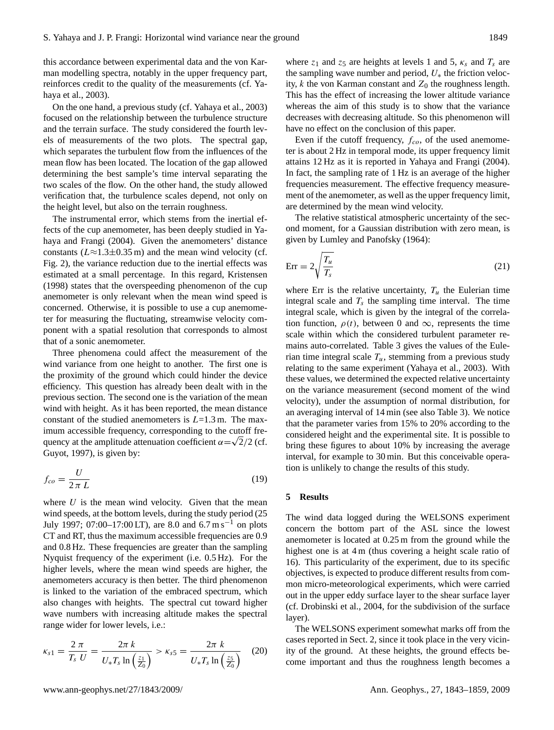this accordance between experimental data and the von Karman modelling spectra, notably in the upper frequency part, reinforces credit to the quality of the measurements (cf. Yahaya et al., 2003).

On the one hand, a previous study (cf. Yahaya et al., 2003) focused on the relationship between the turbulence structure and the terrain surface. The study considered the fourth levels of measurements of the two plots. The spectral gap, which separates the turbulent flow from the influences of the mean flow has been located. The location of the gap allowed determining the best sample's time interval separating the two scales of the flow. On the other hand, the study allowed verification that, the turbulence scales depend, not only on the height level, but also on the terrain roughness.

The instrumental error, which stems from the inertial effects of the cup anemometer, has been deeply studied in Yahaya and Frangi (2004). Given the anemometers' distance constants ($L \approx 1.3 \pm 0.35$ m) and the mean wind velocity (cf. Fig. 2), the variance reduction due to the inertial effects was estimated at a small percentage. In this regard, Kristensen (1998) states that the overspeeding phenomenon of the cup anemometer is only relevant when the mean wind speed is concerned. Otherwise, it is possible to use a cup anemometer for measuring the fluctuating, streamwise velocity component with a spatial resolution that corresponds to almost that of a sonic anemometer.

Three phenomena could affect the measurement of the wind variance from one height to another. The first one is the proximity of the ground which could hinder the device efficiency. This question has already been dealt with in the previous section. The second one is the variation of the mean wind with height. As it has been reported, the mean distance constant of the studied anemometers is $L$=1.3 m. The maximum accessible frequency, corresponding to the cutoff frequency at the amplitude attenuation coefficient $\alpha = \sqrt{2}/2$ (cf. Guyot, 1997), is given by:

$$f_{co} = \frac{U}{2\,\pi\,L} \tag{19}$$

where $U$ is the mean wind velocity. Given that the mean wind speeds, at the bottom levels, during the study period (25 July 1997; 07:00–17:00 LT), are 8.0 and 6.7 m s$^{-1}$ on plots CT and RT, thus the maximum accessible frequencies are 0.9 and 0.8 Hz. These frequencies are greater than the sampling Nyquist frequency of the experiment (i.e. 0.5 Hz). For the higher levels, where the mean wind speeds are higher, the anemometers accuracy is then better. The third phenomenon is linked to the variation of the embraced spectrum, which also changes with heights. The spectral cut toward higher wave numbers with increasing altitude makes the spectral range wider for lower levels, i.e.:

$$\kappa_{s1} = \frac{2\,\pi}{T_s\;U} = \frac{2\pi\;k}{U_* T_s \ln\left(\frac{z_1}{Z_0}\right)} > \kappa_{s5} = \frac{2\pi\;k}{U_* T_s \ln\left(\frac{z_5}{Z_0}\right)} \tag{20}$$

where $z_1$ and $z_5$ are heights at levels 1 and 5, $\kappa_s$ and $T_s$ are the sampling wave number and period, $U_*$ the friction velocity, $k$ the von Karman constant and $Z_0$ the roughness length. This has the effect of increasing the lower altitude variance whereas the aim of this study is to show that the variance decreases with decreasing altitude. So this phenomenon will have no effect on the conclusion of this paper.

Even if the cutoff frequency, $f_{co}$, of the used anemometer is about 2 Hz in temporal mode, its upper frequency limit attains 12 Hz as it is reported in Yahaya and Frangi (2004). In fact, the sampling rate of 1 Hz is an average of the higher frequencies measurement. The effective frequency measurement of the anemometer, as well as the upper frequency limit, are determined by the mean wind velocity.

The relative statistical atmospheric uncertainty of the second moment, for a Gaussian distribution with zero mean, is given by Lumley and Panofsky (1964):

$$\text{Err} = 2\sqrt{\frac{T_u}{T_s}} \tag{21}$$

where Err is the relative uncertainty, $T_u$ the Eulerian time integral scale and $T_s$ the sampling time interval. The time integral scale, which is given by the integral of the correlation function, $\rho(t)$, between 0 and $\infty$, represents the time scale within which the considered turbulent parameter remains auto-correlated. Table 3 gives the values of the Eulerian time integral scale $T_u$, stemming from a previous study relating to the same experiment (Yahaya et al., 2003). With these values, we determined the expected relative uncertainty on the variance measurement (second moment of the wind velocity), under the assumption of normal distribution, for an averaging interval of 14 min (see also Table 3). We notice that the parameter varies from 15% to 20% according to the considered height and the experimental site. It is possible to bring these figures to about 10% by increasing the average interval, for example to 30 min. But this conceivable operation is unlikely to change the results of this study.

## 5 Results

The wind data logged during the WELSONS experiment concern the bottom part of the ASL since the lowest anemometer is located at 0.25 m from the ground while the highest one is at 4 m (thus covering a height scale ratio of 16). This particularity of the experiment, due to its specific objectives, is expected to produce different results from common micro-meteorological experiments, which were carried out in the upper eddy surface layer to the shear surface layer (cf. Drobinski et al., 2004, for the subdivision of the surface layer).

The WELSONS experiment somewhat marks off from the cases reported in Sect. 2, since it took place in the very vicinity of the ground. At these heights, the ground effects become important and thus the roughness length becomes a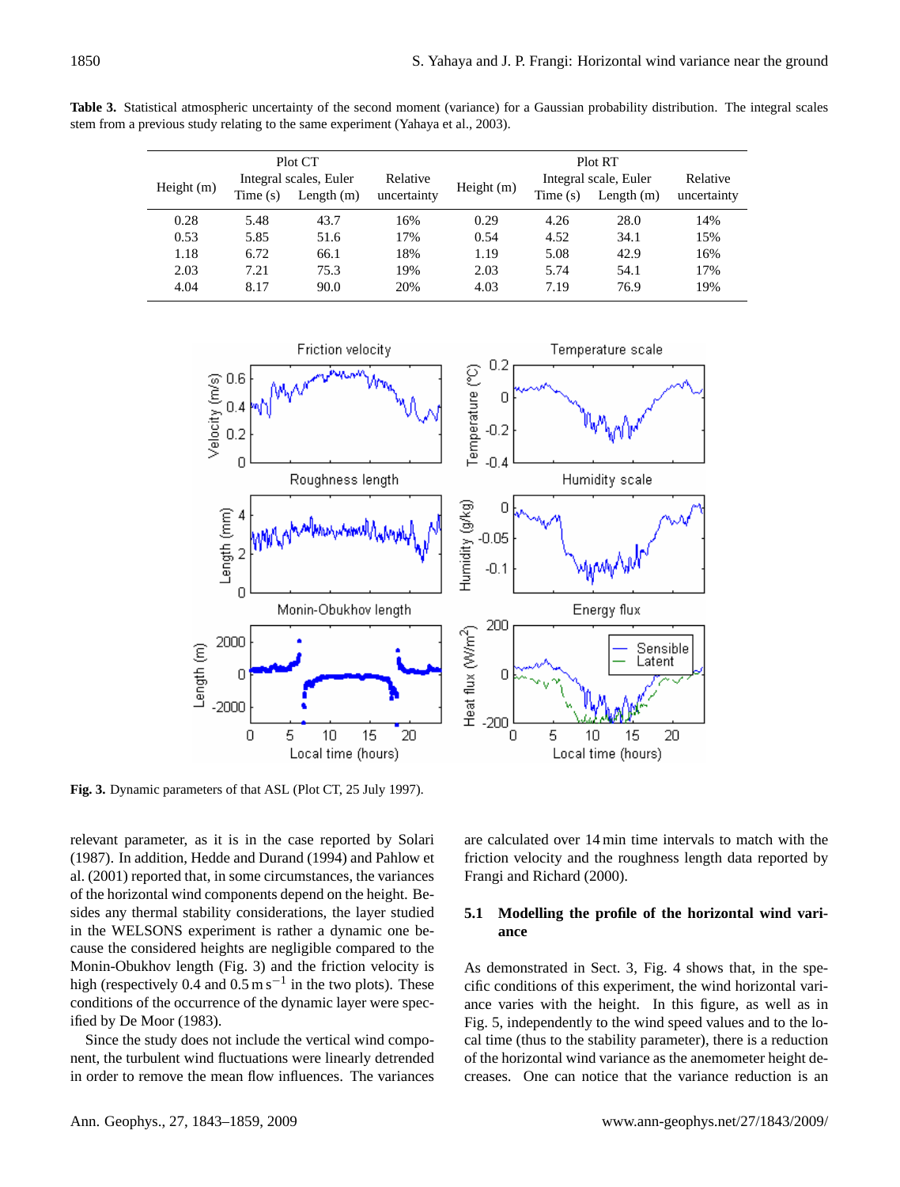**Table 3.** Statistical atmospheric uncertainty of the second moment (variance) for a Gaussian probability distribution. The integral scales stem from a previous study relating to the same experiment (Yahaya et al., 2003).

| Plot CT | | | | Plot RT | | | |
|---|---|---|---|---|---|---|---|
| Height (m) | Integral scales, Euler | | Relative uncertainty | Height (m) | Integral scale, Euler | | Relative uncertainty |
| | Time (s) | Length (m) | | | Time (s) | Length (m) | |
| 0.28 | 5.48 | 43.7 | 16% | 0.29 | 4.26 | 28.0 | 14% |
| 0.53 | 5.85 | 51.6 | 17% | 0.54 | 4.52 | 34.1 | 15% |
| 1.18 | 6.72 | 66.1 | 18% | 1.19 | 5.08 | 42.9 | 16% |
| 2.03 | 7.21 | 75.3 | 19% | 2.03 | 5.74 | 54.1 | 17% |
| 4.04 | 8.17 | 90.0 | 20% | 4.03 | 7.19 | 76.9 | 19% |

**Fig. 3.** Dynamic parameters of that ASL (Plot CT, 25 July 1997).

relevant parameter, as it is in the case reported by Solari (1987). In addition, Hedde and Durand (1994) and Pahlow et al. (2001) reported that, in some circumstances, the variances of the horizontal wind components depend on the height. Besides any thermal stability considerations, the layer studied in the WELSONS experiment is rather a dynamic one because the considered heights are negligible compared to the Monin-Obukhov length (Fig. 3) and the friction velocity is high (respectively 0.4 and 0.5 m s$^{-1}$ in the two plots). These conditions of the occurrence of the dynamic layer were specified by De Moor (1983).

Since the study does not include the vertical wind component, the turbulent wind fluctuations were linearly detrended in order to remove the mean flow influences. The variances are calculated over 14 min time intervals to match with the friction velocity and the roughness length data reported by Frangi and Richard (2000).

### 5.1 Modelling the profile of the horizontal wind variance

As demonstrated in Sect. 3, Fig. 4 shows that, in the specific conditions of this experiment, the wind horizontal variance varies with the height. In this figure, as well as in Fig. 5, independently to the wind speed values and to the local time (thus to the stability parameter), there is a reduction of the horizontal wind variance as the anemometer height decreases. One can notice that the variance reduction is an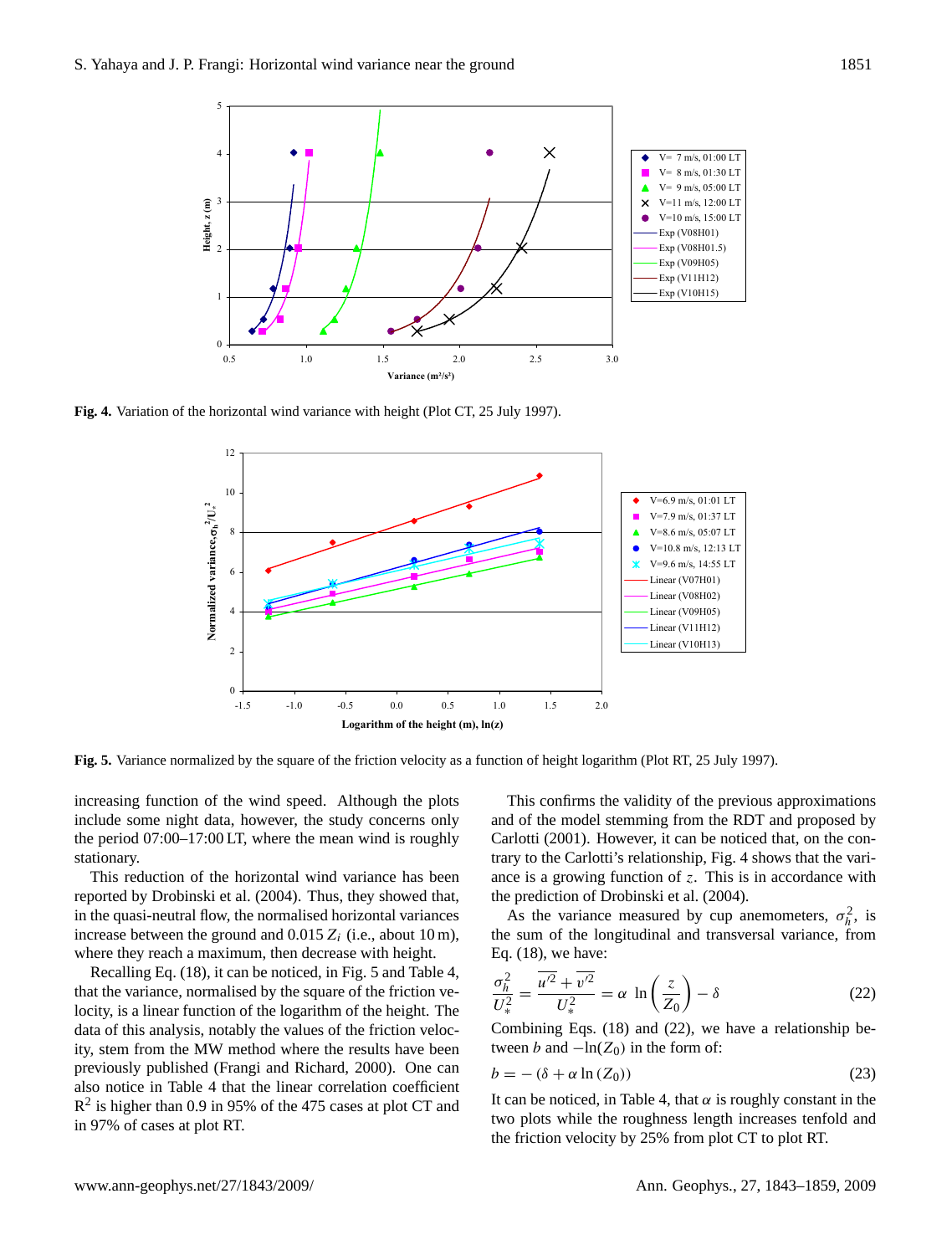**Fig. 4.** Variation of the horizontal wind variance with height (Plot CT, 25 July 1997).

**Fig. 5.** Variance normalized by the square of the friction velocity as a function of height logarithm (Plot RT, 25 July 1997).

increasing function of the wind speed. Although the plots include some night data, however, the study concerns only the period 07:00–17:00 LT, where the mean wind is roughly stationary.

This reduction of the horizontal wind variance has been reported by Drobinski et al. (2004). Thus, they showed that, in the quasi-neutral flow, the normalised horizontal variances increase between the ground and 0.015 $Z_i$ (i.e., about 10 m), where they reach a maximum, then decrease with height.

Recalling Eq. (18), it can be noticed, in Fig. 5 and Table 4, that the variance, normalised by the square of the friction velocity, is a linear function of the logarithm of the height. The data of this analysis, notably the values of the friction velocity, stem from the MW method where the results have been previously published (Frangi and Richard, 2000). One can also notice in Table 4 that the linear correlation coefficient $R^2$ is higher than 0.9 in 95% of the 475 cases at plot CT and in 97% of cases at plot RT.

This confirms the validity of the previous approximations and of the model stemming from the RDT and proposed by Carlotti (2001). However, it can be noticed that, on the contrary to the Carlotti's relationship, Fig. 4 shows that the variance is a growing function of $z$. This is in accordance with the prediction of Drobinski et al. (2004).

As the variance measured by cup anemometers, $\sigma_h^2$, is the sum of the longitudinal and transversal variance, from Eq. (18), we have:

$$\frac{\sigma_h^2}{U_*^2} = \frac{\overline{u'^2} + \overline{v'^2}}{U_*^2} = \alpha \ \ln\left(\frac{z}{Z_0}\right) - \delta \tag{22}$$

Combining Eqs. (18) and (22), we have a relationship between $b$ and $-\ln(Z_0)$ in the form of:

$$b = -\left(\delta + \alpha \ln\left(Z_0\right)\right) \tag{23}$$

It can be noticed, in Table 4, that $\alpha$ is roughly constant in the two plots while the roughness length increases tenfold and the friction velocity by 25% from plot CT to plot RT.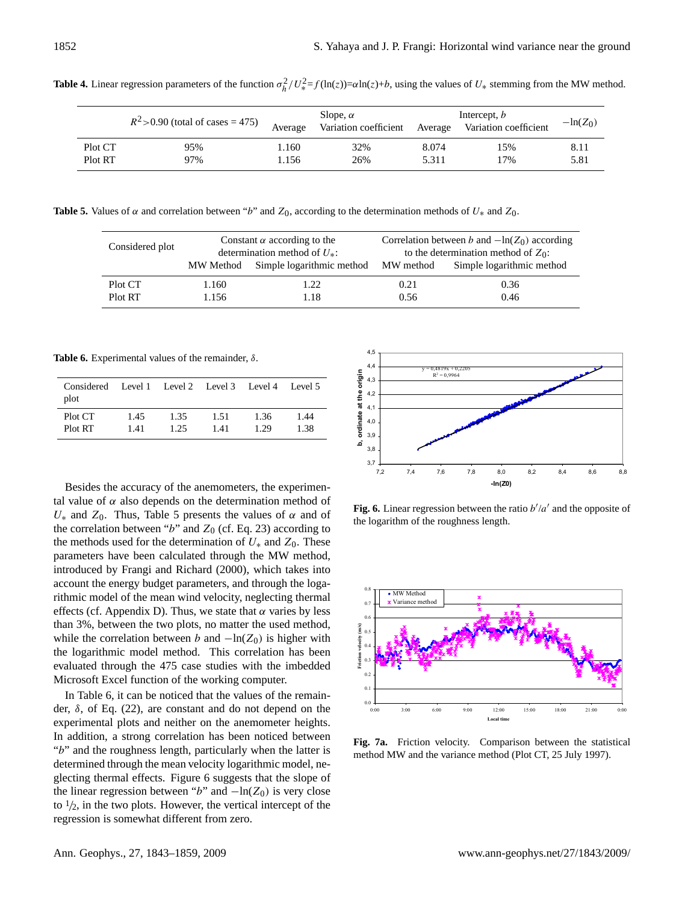**Table 4.** Linear regression parameters of the function $\sigma_h^2/U_*^2=f(\ln(z))=\alpha\ln(z)+b$, using the values of $U_*$ stemming from the MW method.

| | $R^2>0.90$ (total of cases = 475) | Slope, $\alpha$ | | Intercept, $b$ | | $-\ln(Z_0)$ |
|---|---|---|---|---|---|---|
| | | Average | Variation coefficient | Average | Variation coefficient | |
| Plot CT | 95% | 1.160 | 32% | 8.074 | 15% | 8.11 |
| Plot RT | 97% | 1.156 | 26% | 5.311 | 17% | 5.81 |

**Table 5.** Values of $\alpha$ and correlation between "$b$" and $Z_0$, according to the determination methods of $U_*$ and $Z_0$.

| Considered plot | Constant $\alpha$ according to the determination method of $U_*$: | | Correlation between $b$ and $-\ln(Z_0)$ according to the determination method of $Z_0$: | |
|---|---|---|---|---|
| | MW Method | Simple logarithmic method | MW method | Simple logarithmic method |
| Plot CT | 1.160 | 1.22 | 0.21 | 0.36 |
| Plot RT | 1.156 | 1.18 | 0.56 | 0.46 |

**Table 6.** Experimental values of the remainder, $\delta$.

| Considered plot | Level 1 | Level 2 | Level 3 | Level 4 | Level 5 |
|---|---|---|---|---|---|
| Plot CT | 1.45 | 1.35 | 1.51 | 1.36 | 1.44 |
| Plot RT | 1.41 | 1.25 | 1.41 | 1.29 | 1.38 |

Besides the accuracy of the anemometers, the experimental value of $\alpha$ also depends on the determination method of $U_*$ and $Z_0$. Thus, Table 5 presents the values of $\alpha$ and of the correlation between "$b$" and $Z_0$ (cf. Eq. 23) according to the methods used for the determination of $U_*$ and $Z_0$. These parameters have been calculated through the MW method, introduced by Frangi and Richard (2000), which takes into account the energy budget parameters, and through the logarithmic model of the mean wind velocity, neglecting thermal effects (cf. Appendix D). Thus, we state that $\alpha$ varies by less than 3%, between the two plots, no matter the used method, while the correlation between $b$ and $-\ln(Z_0)$ is higher with the logarithmic model method. This correlation has been evaluated through the 475 case studies with the imbedded Microsoft Excel function of the working computer.

In Table 6, it can be noticed that the values of the remainder, $\delta$, of Eq. (22), are constant and do not depend on the experimental plots and neither on the anemometer heights. In addition, a strong correlation has been noticed between "$b$" and the roughness length, particularly when the latter is determined through the mean velocity logarithmic model, neglecting thermal effects. Figure 6 suggests that the slope of the linear regression between "$b$" and $-\ln(Z_0)$ is very close to $1/2$, in the two plots. However, the vertical intercept of the regression is somewhat different from zero.

**Fig. 6.** Linear regression between the ratio $b'/a'$ and the opposite of the logarithm of the roughness length.

**Fig. 7a.** Friction velocity. Comparison between the statistical method MW and the variance method (Plot CT, 25 July 1997).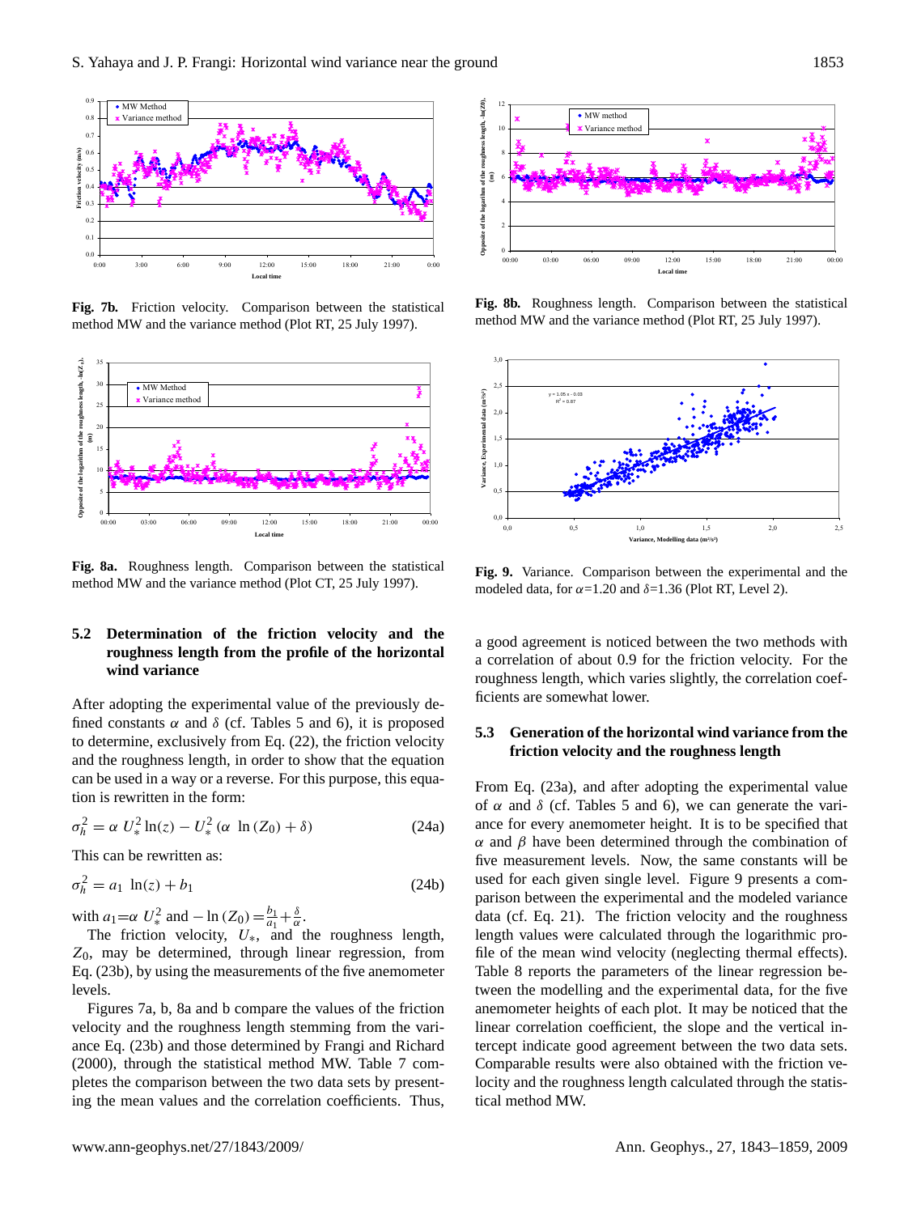**Fig. 7b.** Friction velocity. Comparison between the statistical method MW and the variance method (Plot RT, 25 July 1997).

**Fig. 8b.** Roughness length. Comparison between the statistical method MW and the variance method (Plot RT, 25 July 1997).

**Fig. 8a.** Roughness length. Comparison between the statistical method MW and the variance method (Plot CT, 25 July 1997).

**Fig. 9.** Variance. Comparison between the experimental and the modeled data, for $\alpha$=1.20 and $\delta$=1.36 (Plot RT, Level 2).

### 5.2 Determination of the friction velocity and the roughness length from the profile of the horizontal wind variance

After adopting the experimental value of the previously defined constants $\alpha$ and $\delta$ (cf. Tables 5 and 6), it is proposed to determine, exclusively from Eq. (22), the friction velocity and the roughness length, in order to show that the equation can be used in a way or a reverse. For this purpose, this equation is rewritten in the form:

$$\sigma_h^2 = \alpha\ U_*^2 \ln(z) - U_*^2\ (\alpha\ \ln(Z_0) + \delta) \tag{24a}$$

This can be rewritten as:

$$\sigma_h^2 = a_1\ \ln(z) + b_1 \tag{24b}$$

with $a_1 = \alpha\ U_*^2$ and $-\ln(Z_0) = \frac{b_1}{a_1} + \frac{\delta}{\alpha}$.

The friction velocity, $U_*$, and the roughness length, $Z_0$, may be determined, through linear regression, from Eq. (23b), by using the measurements of the five anemometer levels.

Figures 7a, b, 8a and b compare the values of the friction velocity and the roughness length stemming from the variance Eq. (23b) and those determined by Frangi and Richard (2000), through the statistical method MW. Table 7 completes the comparison between the two data sets by presenting the mean values and the correlation coefficients. Thus, a good agreement is noticed between the two methods with a correlation of about 0.9 for the friction velocity. For the roughness length, which varies slightly, the correlation coefficients are somewhat lower.

### 5.3 Generation of the horizontal wind variance from the friction velocity and the roughness length

From Eq. (23a), and after adopting the experimental value of $\alpha$ and $\delta$ (cf. Tables 5 and 6), we can generate the variance for every anemometer height. It is to be specified that $\alpha$ and $\beta$ have been determined through the combination of five measurement levels. Now, the same constants will be used for each given single level. Figure 9 presents a comparison between the experimental and the modeled variance data (cf. Eq. 21). The friction velocity and the roughness length values were calculated through the logarithmic profile of the mean wind velocity (neglecting thermal effects). Table 8 reports the parameters of the linear regression between the modelling and the experimental data, for the five anemometer heights of each plot. It may be noticed that the linear correlation coefficient, the slope and the vertical intercept indicate good agreement between the two data sets. Comparable results were also obtained with the friction velocity and the roughness length calculated through the statistical method MW.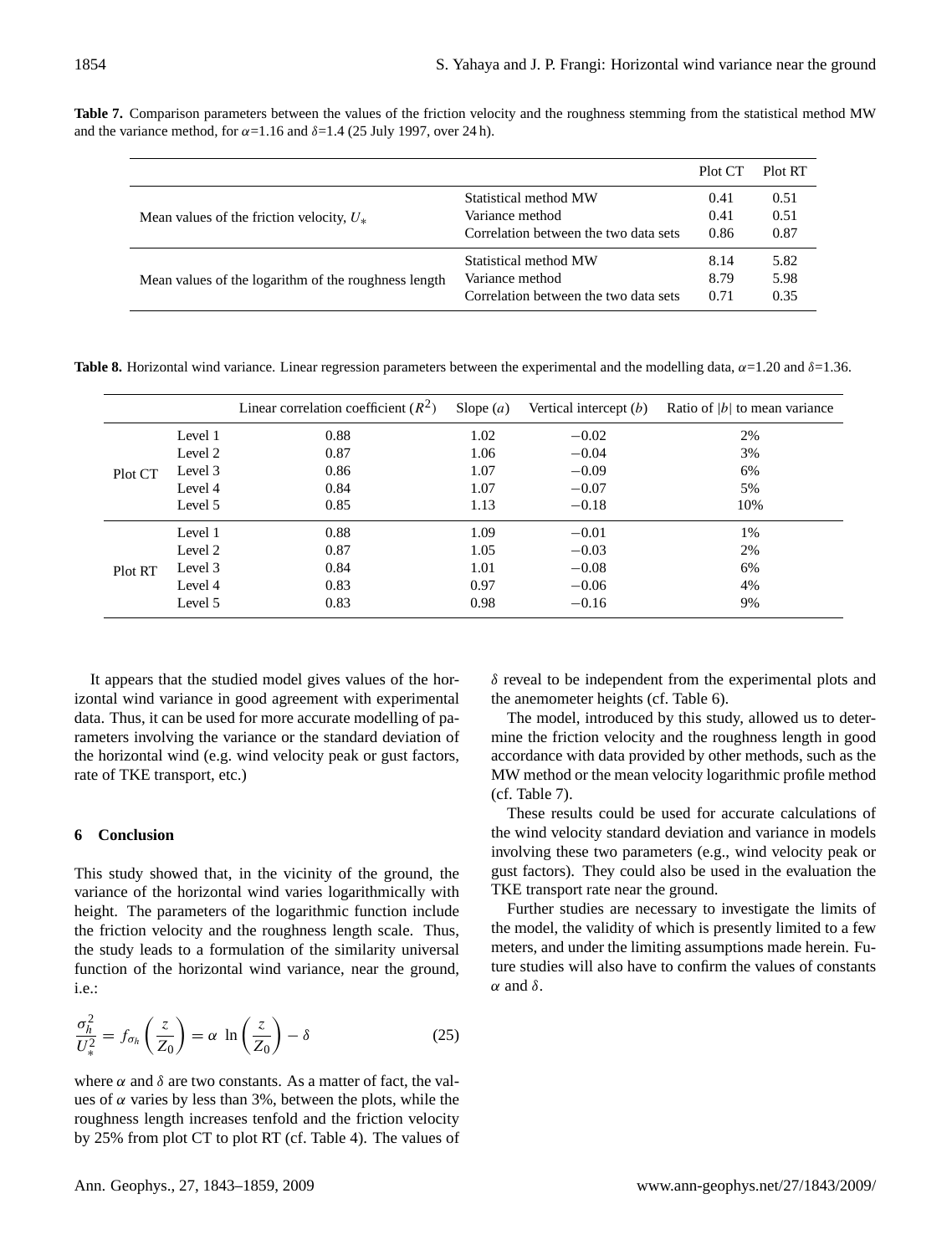**Table 7.** Comparison parameters between the values of the friction velocity and the roughness stemming from the statistical method MW and the variance method, for $\alpha$=1.16 and $\delta$=1.4 (25 July 1997, over 24 h).

| | | Plot CT | Plot RT |
|---|---|---|---|
| Mean values of the friction velocity, $U_*$ | Statistical method MW | 0.41 | 0.51 |
| | Variance method | 0.41 | 0.51 |
| | Correlation between the two data sets | 0.86 | 0.87 |
| Mean values of the logarithm of the roughness length | Statistical method MW | 8.14 | 5.82 |
| | Variance method | 8.79 | 5.98 |
| | Correlation between the two data sets | 0.71 | 0.35 |

**Table 8.** Horizontal wind variance. Linear regression parameters between the experimental and the modelling data, $\alpha$=1.20 and $\delta$=1.36.

| | | Linear correlation coefficient ($R^2$) | Slope ($a$) | Vertical intercept ($b$) | Ratio of $\lvert b\rvert$ to mean variance |
|---|---|---|---|---|---|
| Plot CT | Level 1 | 0.88 | 1.02 | −0.02 | 2% |
| | Level 2 | 0.87 | 1.06 | −0.04 | 3% |
| | Level 3 | 0.86 | 1.07 | −0.09 | 6% |
| | Level 4 | 0.84 | 1.07 | −0.07 | 5% |
| | Level 5 | 0.85 | 1.13 | −0.18 | 10% |
| Plot RT | Level 1 | 0.88 | 1.09 | −0.01 | 1% |
| | Level 2 | 0.87 | 1.05 | −0.03 | 2% |
| | Level 3 | 0.84 | 1.01 | −0.08 | 6% |
| | Level 4 | 0.83 | 0.97 | −0.06 | 4% |
| | Level 5 | 0.83 | 0.98 | −0.16 | 9% |

It appears that the studied model gives values of the horizontal wind variance in good agreement with experimental data. Thus, it can be used for more accurate modelling of parameters involving the variance or the standard deviation of the horizontal wind (e.g. wind velocity peak or gust factors, rate of TKE transport, etc.)

## 6 Conclusion

This study showed that, in the vicinity of the ground, the variance of the horizontal wind varies logarithmically with height. The parameters of the logarithmic function include the friction velocity and the roughness length scale. Thus, the study leads to a formulation of the similarity universal function of the horizontal wind variance, near the ground, i.e.:

$$\frac{\sigma_h^2}{U_*^2} = f_{\sigma_h}\left(\frac{z}{Z_0}\right) = \alpha \ \ln\left(\frac{z}{Z_0}\right) - \delta \tag{25}$$

where $\alpha$ and $\delta$ are two constants. As a matter of fact, the values of $\alpha$ varies by less than 3%, between the plots, while the roughness length increases tenfold and the friction velocity by 25% from plot CT to plot RT (cf. Table 4). The values of $\delta$ reveal to be independent from the experimental plots and the anemometer heights (cf. Table 6).

The model, introduced by this study, allowed us to determine the friction velocity and the roughness length in good accordance with data provided by other methods, such as the MW method or the mean velocity logarithmic profile method (cf. Table 7).

These results could be used for accurate calculations of the wind velocity standard deviation and variance in models involving these two parameters (e.g., wind velocity peak or gust factors). They could also be used in the evaluation the TKE transport rate near the ground.

Further studies are necessary to investigate the limits of the model, the validity of which is presently limited to a few meters, and under the limiting assumptions made herein. Future studies will also have to confirm the values of constants $\alpha$ and $\delta$.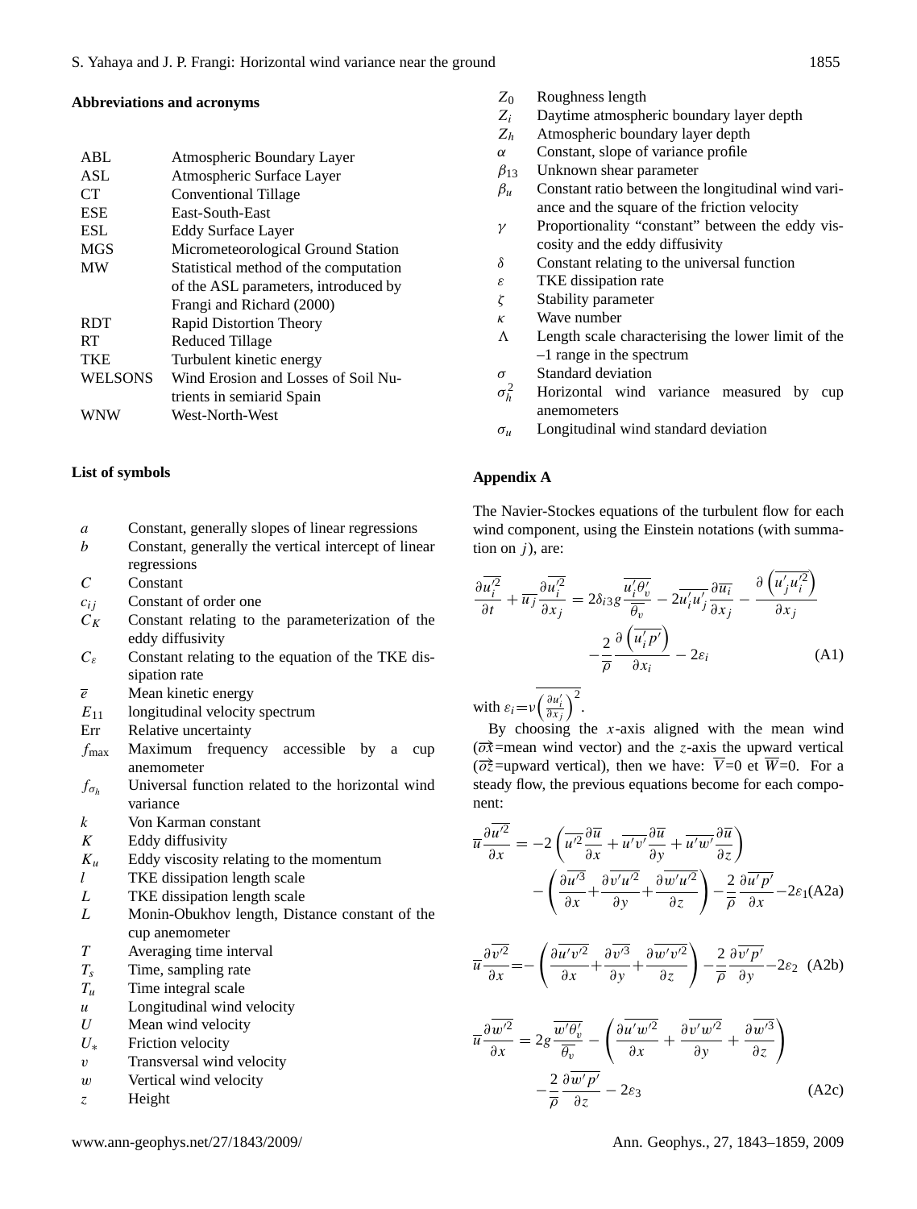### Abbreviations and acronyms

| | |
|---|---|
| ABL | Atmospheric Boundary Layer |
| ASL | Atmospheric Surface Layer |
| CT | Conventional Tillage |
| ESE | East-South-East |
| ESL | Eddy Surface Layer |
| MGS | Micrometeorological Ground Station |
| MW | Statistical method of the computation of the ASL parameters, introduced by Frangi and Richard (2000) |
| RDT | Rapid Distortion Theory |
| RT | Reduced Tillage |
| TKE | Turbulent kinetic energy |
| WELSONS | Wind Erosion and Losses of Soil Nutrients in semiarid Spain |
| WNW | West-North-West |

### List of symbols

| | |
|---|---|
| $a$ | Constant, generally slopes of linear regressions |
| $b$ | Constant, generally the vertical intercept of linear regressions |
| $C$ | Constant |
| $c_{ij}$ | Constant of order one |
| $C_K$ | Constant relating to the parameterization of the eddy diffusivity |
| $C_\varepsilon$ | Constant relating to the equation of the TKE dissipation rate |
| $\overline{e}$ | Mean kinetic energy |
| $E_{11}$ | longitudinal velocity spectrum |
| Err | Relative uncertainty |
| $f_{\max}$ | Maximum frequency accessible by a cup anemometer |
| $f_{\sigma_h}$ | Universal function related to the horizontal wind variance |
| $k$ | Von Karman constant |
| $K$ | Eddy diffusivity |
| $K_u$ | Eddy viscosity relating to the momentum |
| $l$ | TKE dissipation length scale |
| $L$ | TKE dissipation length scale |
| $L$ | Monin-Obukhov length, Distance constant of the cup anemometer |
| $T$ | Averaging time interval |
| $T_s$ | Time, sampling rate |
| $T_u$ | Time integral scale |
| $u$ | Longitudinal wind velocity |
| $U$ | Mean wind velocity |
| $U_*$ | Friction velocity |
| $v$ | Transversal wind velocity |
| $w$ | Vertical wind velocity |
| $z$ | Height |
| $Z_0$ | Roughness length |
| $Z_i$ | Daytime atmospheric boundary layer depth |
| $Z_h$ | Atmospheric boundary layer depth |
| $\alpha$ | Constant, slope of variance profile |
| $\beta_{13}$ | Unknown shear parameter |
| $\beta_u$ | Constant ratio between the longitudinal wind variance and the square of the friction velocity |
| $\gamma$ | Proportionality "constant" between the eddy viscosity and the eddy diffusivity |
| $\delta$ | Constant relating to the universal function |
| $\varepsilon$ | TKE dissipation rate |
| $\zeta$ | Stability parameter |
| $\kappa$ | Wave number |
| $\Lambda$ | Length scale characterising the lower limit of the –1 range in the spectrum |
| $\sigma$ | Standard deviation |
| $\sigma_h^2$ | Horizontal wind variance measured by cup anemometers |
| $\sigma_u$ | Longitudinal wind standard deviation |

## Appendix A

The Navier-Stockes equations of the turbulent flow for each wind component, using the Einstein notations (with summation on $j$), are:

$$\frac{\partial \overline{u_i'^2}}{\partial t} + \overline{u_j}\frac{\partial \overline{u_i'^2}}{\partial x_j} = 2\delta_{i3} g \frac{\overline{u_i'\theta_v'}}{\overline{\theta_v}} - 2\overline{u_i'u_j'}\frac{\partial \overline{u_i}}{\partial x_j} - \frac{\partial\left(\overline{u_j'u_i'^2}\right)}{\partial x_j} - \frac{2}{\overline{\rho}}\frac{\partial\left(\overline{u_i'p'}\right)}{\partial x_i} - 2\varepsilon_i \tag{A1}$$

with $\varepsilon_i = \nu\overline{\left(\frac{\partial u_i'}{\partial x_j}\right)^2}$.

By choosing the $x$-axis aligned with the mean wind ($\overrightarrow{ox}$=mean wind vector) and the $z$-axis the upward vertical ($\overrightarrow{oz}$=upward vertical), then we have: $\overline{V}$=0 et $\overline{W}$=0. For a steady flow, the previous equations become for each component:

$$\overline{u}\frac{\partial \overline{u'^2}}{\partial x} = -2\left(\overline{u'^2}\frac{\partial \overline{u}}{\partial x} + \overline{u'v'}\frac{\partial \overline{u}}{\partial y} + \overline{u'w'}\frac{\partial \overline{u}}{\partial z}\right) - \left(\frac{\partial \overline{u'^3}}{\partial x} + \frac{\partial \overline{v'u'^2}}{\partial y} + \frac{\partial \overline{w'u'^2}}{\partial z}\right) - \frac{2}{\overline{\rho}}\frac{\partial \overline{u'p'}}{\partial x} - 2\varepsilon_1 \tag{A2a}$$

$$\overline{u}\frac{\partial \overline{v'^2}}{\partial x} = -\left(\frac{\partial \overline{u'v'^2}}{\partial x} + \frac{\partial \overline{v'^3}}{\partial y} + \frac{\partial \overline{w'v'^2}}{\partial z}\right) - \frac{2}{\overline{\rho}}\frac{\partial \overline{v'p'}}{\partial y} - 2\varepsilon_2 \tag{A2b}$$

$$\overline{u}\frac{\partial \overline{w'^2}}{\partial x} = 2g\frac{\overline{w'\theta_v'}}{\overline{\theta_v}} - \left(\frac{\partial \overline{u'w'^2}}{\partial x} + \frac{\partial \overline{v'w'^2}}{\partial y} + \frac{\partial \overline{w'^3}}{\partial z}\right) - \frac{2}{\overline{\rho}}\frac{\partial \overline{w'p'}}{\partial z} - 2\varepsilon_3 \tag{A2c}$$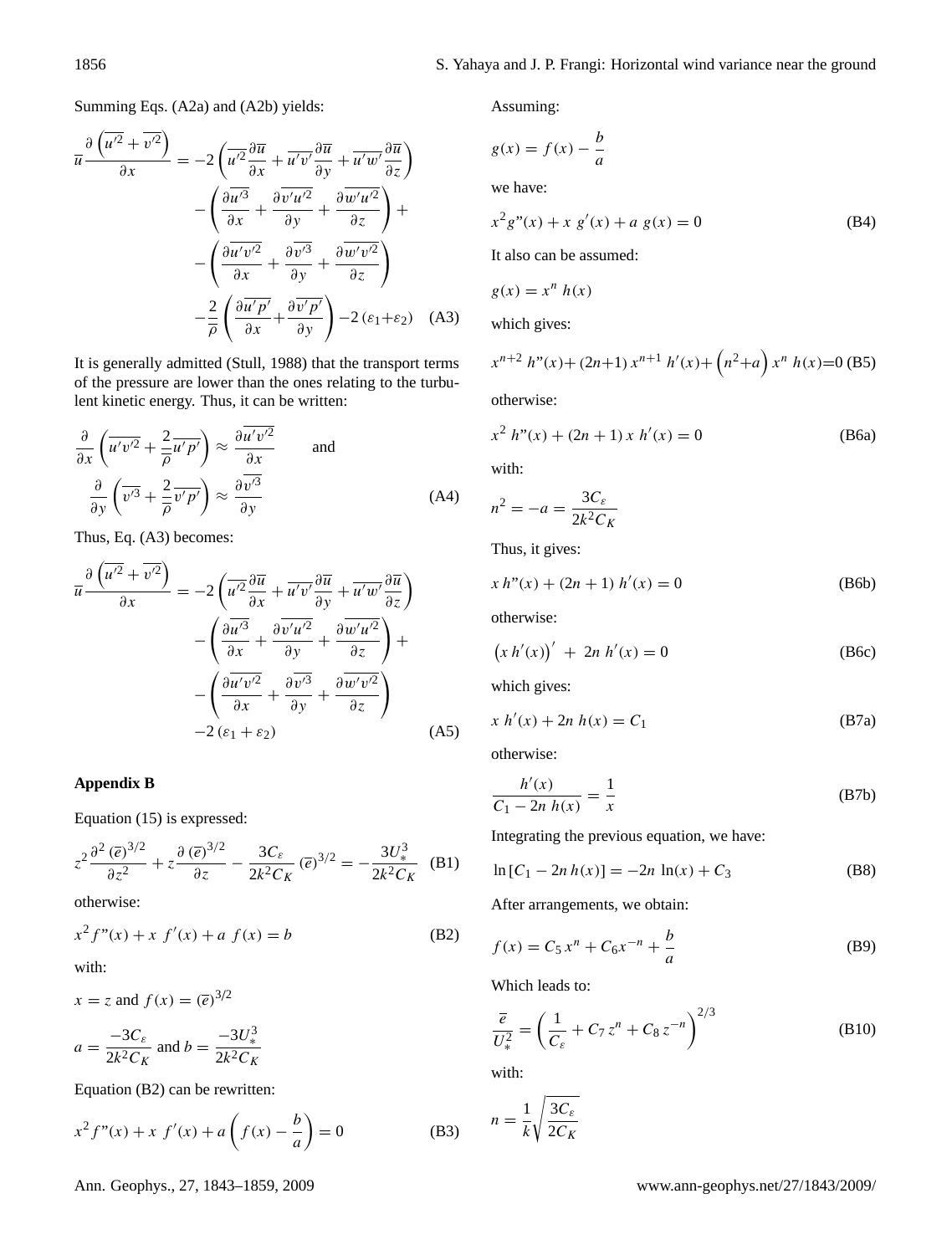Summing Eqs. (A2a) and (A2b) yields:

$$\overline{u}\frac{\partial\left(\overline{u'^2}+\overline{v'^2}\right)}{\partial x}=-2\left(\overline{u'^2}\frac{\partial\overline{u}}{\partial x}+\overline{u'v'}\frac{\partial\overline{u}}{\partial y}+\overline{u'w'}\frac{\partial\overline{u}}{\partial z}\right)-\left(\frac{\partial\overline{u'^3}}{\partial x}+\frac{\partial\overline{v'u'^2}}{\partial y}+\frac{\partial\overline{w'u'^2}}{\partial z}\right)+-\left(\frac{\partial\overline{u'v'^2}}{\partial x}+\frac{\partial\overline{v'^3}}{\partial y}+\frac{\partial\overline{w'v'^2}}{\partial z}\right)-\frac{2}{\overline{\rho}}\left(\frac{\partial\overline{u'p'}}{\partial x}+\frac{\partial\overline{v'p'}}{\partial y}\right)-2\left(\varepsilon_1+\varepsilon_2\right) \quad \text{(A3)}$$

It is generally admitted (Stull, 1988) that the transport terms of the pressure are lower than the ones relating to the turbulent kinetic energy. Thus, it can be written:

$$\frac{\partial}{\partial x}\left(\overline{u'v'^2}+\frac{2}{\overline{\rho}}\overline{u'p'}\right)\approx\frac{\partial\overline{u'v'^2}}{\partial x} \quad \text{and} \quad \frac{\partial}{\partial y}\left(\overline{v'^3}+\frac{2}{\overline{\rho}}\overline{v'p'}\right)\approx\frac{\partial\overline{v'^3}}{\partial y} \quad \text{(A4)}$$

Thus, Eq. (A3) becomes:

$$\overline{u}\frac{\partial\left(\overline{u'^2}+\overline{v'^2}\right)}{\partial x}=-2\left(\overline{u'^2}\frac{\partial\overline{u}}{\partial x}+\overline{u'v'}\frac{\partial\overline{u}}{\partial y}+\overline{u'w'}\frac{\partial\overline{u}}{\partial z}\right)-\left(\frac{\partial\overline{u'^3}}{\partial x}+\frac{\partial\overline{v'u'^2}}{\partial y}+\frac{\partial\overline{w'u'^2}}{\partial z}\right)+-\left(\frac{\partial\overline{u'v'^2}}{\partial x}+\frac{\partial\overline{v'^3}}{\partial y}+\frac{\partial\overline{w'v'^2}}{\partial z}\right)-2\left(\varepsilon_1+\varepsilon_2\right) \quad \text{(A5)}$$

## Appendix B

Equation (15) is expressed:

$$z^2\frac{\partial^2\left(\overline{e}\right)^{3/2}}{\partial z^2}+z\frac{\partial\left(\overline{e}\right)^{3/2}}{\partial z}-\frac{3C_\varepsilon}{2k^2C_K}\left(\overline{e}\right)^{3/2}=-\frac{3U_*^3}{2k^2C_K} \quad \text{(B1)}$$

otherwise:

$$x^2f''(x)+x\ f'(x)+a\ f(x)=b \quad \text{(B2)}$$

with:

$x=z$ and $f(x)=\left(\overline{e}\right)^{3/2}$

$a=\dfrac{-3C_\varepsilon}{2k^2C_K}$ and $b=\dfrac{-3U_*^3}{2k^2C_K}$

Equation (B2) can be rewritten:

$$x^2f''(x)+x\ f'(x)+a\left(f(x)-\frac{b}{a}\right)=0 \quad \text{(B3)}$$

Assuming:

$$g(x)=f(x)-\frac{b}{a}$$

we have:

$$x^2g''(x)+x\ g'(x)+a\ g(x)=0 \quad \text{(B4)}$$

It also can be assumed:

$$g(x)=x^n\ h(x)$$

which gives:

$$x^{n+2}\ h''(x)+(2n+1)\,x^{n+1}\ h'(x)+\left(n^2+a\right)x^n\ h(x)=0 \quad \text{(B5)}$$

otherwise:

$$x^2\ h''(x)+(2n+1)\ x\ h'(x)=0 \quad \text{(B6a)}$$

with:

$$n^2=-a=\frac{3C_\varepsilon}{2k^2C_K}$$

Thus, it gives:

$$x\ h''(x)+(2n+1)\ h'(x)=0 \quad \text{(B6b)}$$

otherwise:

$$\left(x\ h'(x)\right)'+\ 2n\ h'(x)=0 \quad \text{(B6c)}$$

which gives:

$$x\ h'(x)+2n\ h(x)=C_1 \quad \text{(B7a)}$$

otherwise:

$$\frac{h'(x)}{C_1-2n\ h(x)}=\frac{1}{x} \quad \text{(B7b)}$$

Integrating the previous equation, we have:

$$\ln\left[C_1-2n\,h(x)\right]=-2n\ \ln(x)+C_3 \quad \text{(B8)}$$

After arrangements, we obtain:

$$f(x)=C_5\,x^n+C_6x^{-n}+\frac{b}{a} \quad \text{(B9)}$$

Which leads to:

$$\frac{\overline{e}}{U_*^2}=\left(\frac{1}{C_\varepsilon}+C_7\,z^n+C_8\,z^{-n}\right)^{2/3} \quad \text{(B10)}$$

with:

$$n=\frac{1}{k}\sqrt{\frac{3C_\varepsilon}{2C_K}}$$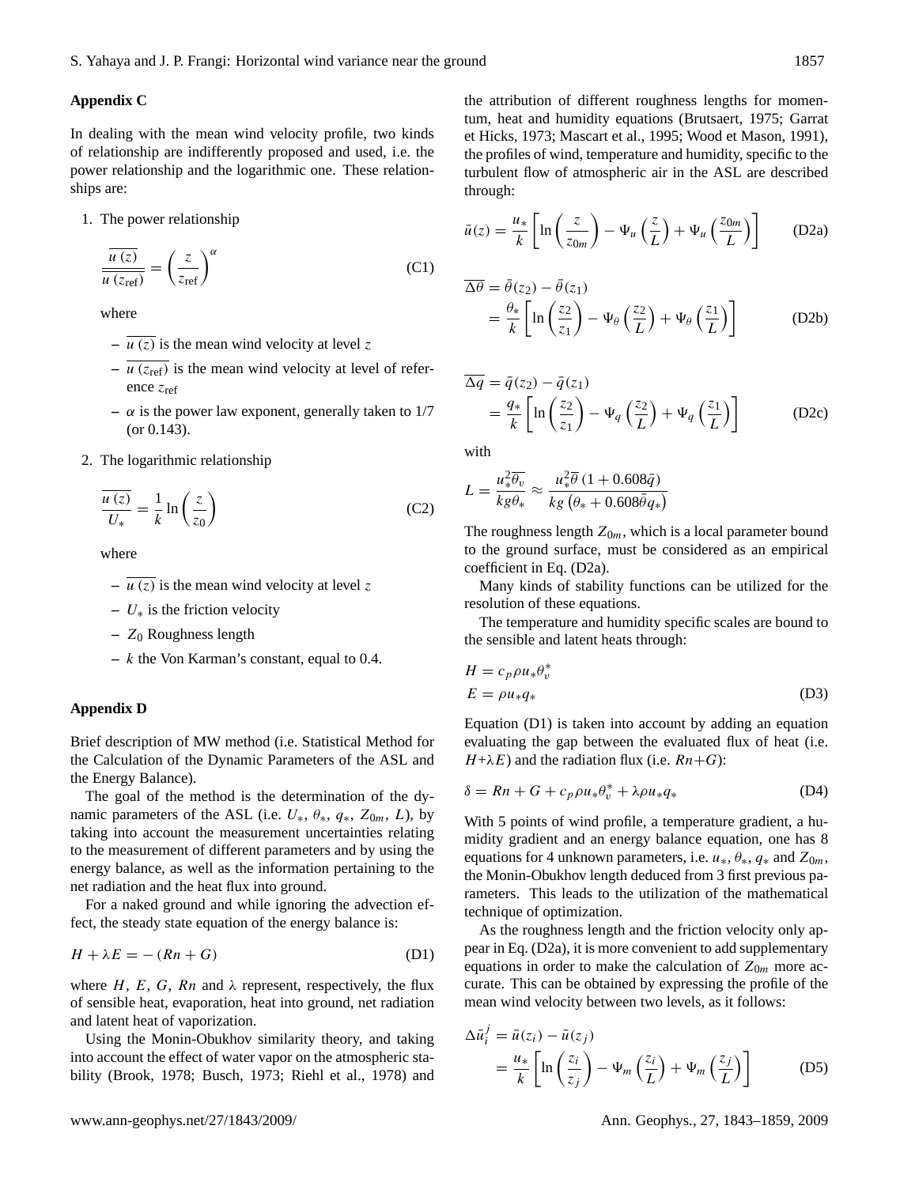## Appendix C

In dealing with the mean wind velocity profile, two kinds of relationship are indifferently proposed and used, i.e. the power relationship and the logarithmic one. These relationships are:

1. The power relationship

$$\frac{\overline{u\,(z)}}{\overline{u\,(z_{\mathrm{ref}})}} = \left(\frac{z}{z_{\mathrm{ref}}}\right)^{\alpha} \tag{C1}$$

   where

   - $\overline{u\,(z)}$ is the mean wind velocity at level $z$
   - $\overline{u\,(z_{\mathrm{ref}})}$ is the mean wind velocity at level of reference $z_{\mathrm{ref}}$
   - $\alpha$ is the power law exponent, generally taken to 1/7 (or 0.143).

2. The logarithmic relationship

$$\frac{\overline{u\,(z)}}{U_*} = \frac{1}{k}\ln\left(\frac{z}{z_0}\right) \tag{C2}$$

   where

   - $\overline{u\,(z)}$ is the mean wind velocity at level $z$
   - $U_*$ is the friction velocity
   - $Z_0$ Roughness length
   - $k$ the Von Karman's constant, equal to 0.4.

## Appendix D

Brief description of MW method (i.e. Statistical Method for the Calculation of the Dynamic Parameters of the ASL and the Energy Balance).

The goal of the method is the determination of the dynamic parameters of the ASL (i.e. $U_*$, $\theta_*$, $q_*$, $Z_{0m}$, $L$), by taking into account the measurement uncertainties relating to the measurement of different parameters and by using the energy balance, as well as the information pertaining to the net radiation and the heat flux into ground.

For a naked ground and while ignoring the advection effect, the steady state equation of the energy balance is:

$$H + \lambda E = -\left(Rn + G\right) \tag{D1}$$

where $H$, $E$, $G$, $Rn$ and $\lambda$ represent, respectively, the flux of sensible heat, evaporation, heat into ground, net radiation and latent heat of vaporization.

Using the Monin-Obukhov similarity theory, and taking into account the effect of water vapor on the atmospheric stability (Brook, 1978; Busch, 1973; Riehl et al., 1978) and the attribution of different roughness lengths for momentum, heat and humidity equations (Brutsaert, 1975; Garrat et Hicks, 1973; Mascart et al., 1995; Wood et Mason, 1991), the profiles of wind, temperature and humidity, specific to the turbulent flow of atmospheric air in the ASL are described through:

$$\bar{u}(z) = \frac{u_*}{k}\left[\ln\left(\frac{z}{z_{0m}}\right) - \Psi_u\left(\frac{z}{L}\right) + \Psi_u\left(\frac{z_{0m}}{L}\right)\right] \tag{D2a}$$

$$\begin{aligned}\overline{\Delta\theta} &= \bar{\theta}(z_2) - \bar{\theta}(z_1)\\ &= \frac{\theta_*}{k}\left[\ln\left(\frac{z_2}{z_1}\right) - \Psi_\theta\left(\frac{z_2}{L}\right) + \Psi_\theta\left(\frac{z_1}{L}\right)\right]\end{aligned} \tag{D2b}$$

$$\begin{aligned}\overline{\Delta q} &= \bar{q}(z_2) - \bar{q}(z_1)\\ &= \frac{q_*}{k}\left[\ln\left(\frac{z_2}{z_1}\right) - \Psi_q\left(\frac{z_2}{L}\right) + \Psi_q\left(\frac{z_1}{L}\right)\right]\end{aligned} \tag{D2c}$$

with

$$L = \frac{u_*^2\overline{\theta_v}}{kg\theta_*} \approx \frac{u_*^2\overline{\theta}\left(1+0.608\bar{q}\right)}{kg\left(\theta_* + 0.608\bar{\theta}q_*\right)}$$

The roughness length $Z_{0m}$, which is a local parameter bound to the ground surface, must be considered as an empirical coefficient in Eq. (D2a).

Many kinds of stability functions can be utilized for the resolution of these equations.

The temperature and humidity specific scales are bound to the sensible and latent heats through:

$$\begin{aligned}H &= c_p\rho u_*\theta_v^*\\ E &= \rho u_* q_*\end{aligned} \tag{D3}$$

Equation (D1) is taken into account by adding an equation evaluating the gap between the evaluated flux of heat (i.e. $H+\lambda E$) and the radiation flux (i.e. $Rn+G$):

$$\delta = Rn + G + c_p\rho u_*\theta_v^* + \lambda\rho u_* q_* \tag{D4}$$

With 5 points of wind profile, a temperature gradient, a humidity gradient and an energy balance equation, one has 8 equations for 4 unknown parameters, i.e. $u_*$, $\theta_*$, $q_*$ and $Z_{0m}$, the Monin-Obukhov length deduced from 3 first previous parameters. This leads to the utilization of the mathematical technique of optimization.

As the roughness length and the friction velocity only appear in Eq. (D2a), it is more convenient to add supplementary equations in order to make the calculation of $Z_{0m}$ more accurate. This can be obtained by expressing the profile of the mean wind velocity between two levels, as it follows:

$$\begin{aligned}\Delta\bar{u}_i^j &= \bar{u}(z_i) - \bar{u}(z_j)\\ &= \frac{u_*}{k}\left[\ln\left(\frac{z_i}{z_j}\right) - \Psi_m\left(\frac{z_i}{L}\right) + \Psi_m\left(\frac{z_j}{L}\right)\right]\end{aligned} \tag{D5}$$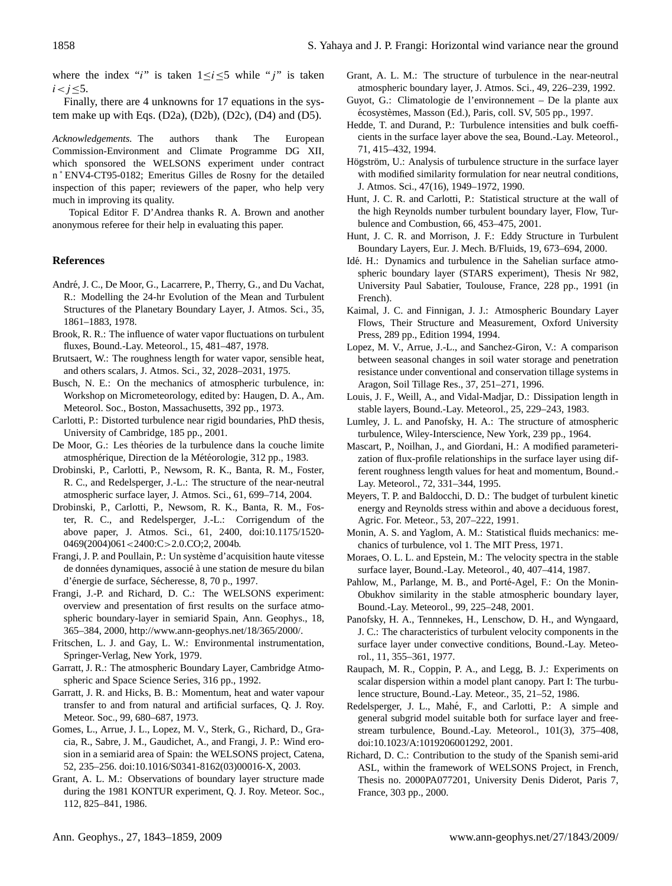where the index "$i$" is taken $1 \leq i \leq 5$ while "$j$" is taken $i < j \leq 5$.

Finally, there are 4 unknowns for 17 equations in the system make up with Eqs. (D2a), (D2b), (D2c), (D4) and (D5).

*Acknowledgements.* The authors thank The European Commission-Environment and Climate Programme DG XII, which sponsored the WELSONS experiment under contract n° ENV4-CT95-0182; Emeritus Gilles de Rosny for the detailed inspection of this paper; reviewers of the paper, who help very much in improving its quality.

Topical Editor F. D'Andrea thanks R. A. Brown and another anonymous referee for their help in evaluating this paper.

## References

André, J. C., De Moor, G., Lacarrere, P., Therry, G., and Du Vachat, R.: Modelling the 24-hr Evolution of the Mean and Turbulent Structures of the Planetary Boundary Layer, J. Atmos. Sci., 35, 1861–1883, 1978.

Brook, R. R.: The influence of water vapor fluctuations on turbulent fluxes, Bound.-Lay. Meteorol., 15, 481–487, 1978.

Brutsaert, W.: The roughness length for water vapor, sensible heat, and others scalars, J. Atmos. Sci., 32, 2028–2031, 1975.

Busch, N. E.: On the mechanics of atmospheric turbulence, in: Workshop on Micrometeorology, edited by: Haugen, D. A., Am. Meteorol. Soc., Boston, Massachusetts, 392 pp., 1973.

Carlotti, P.: Distorted turbulence near rigid boundaries, PhD thesis, University of Cambridge, 185 pp., 2001.

De Moor, G.: Les théories de la turbulence dans la couche limite atmosphérique, Direction de la Météorologie, 312 pp., 1983.

Drobinski, P., Carlotti, P., Newsom, R. K., Banta, R. M., Foster, R. C., and Redelsperger, J.-L.: The structure of the near-neutral atmospheric surface layer, J. Atmos. Sci., 61, 699–714, 2004.

Drobinski, P., Carlotti, P., Newsom, R. K., Banta, R. M., Foster, R. C., and Redelsperger, J.-L.: Corrigendum of the above paper, J. Atmos. Sci., 61, 2400, doi:10.1175/1520-0469(2004)061<2400:C>2.0.CO;2, 2004b.

Frangi, J. P. and Poullain, P.: Un système d'acquisition haute vitesse de données dynamiques, associé à une station de mesure du bilan d'énergie de surface, Sécheresse, 8, 70 p., 1997.

Frangi, J.-P. and Richard, D. C.: The WELSONS experiment: overview and presentation of first results on the surface atmospheric boundary-layer in semiarid Spain, Ann. Geophys., 18, 365–384, 2000, http://www.ann-geophys.net/18/365/2000/.

Fritschen, L. J. and Gay, L. W.: Environmental instrumentation, Springer-Verlag, New York, 1979.

Garratt, J. R.: The atmospheric Boundary Layer, Cambridge Atmospheric and Space Science Series, 316 pp., 1992.

Garratt, J. R. and Hicks, B. B.: Momentum, heat and water vapour transfer to and from natural and artificial surfaces, Q. J. Roy. Meteor. Soc., 99, 680–687, 1973.

Gomes, L., Arrue, J. L., Lopez, M. V., Sterk, G., Richard, D., Gracia, R., Sabre, J. M., Gaudichet, A., and Frangi, J. P.: Wind erosion in a semiarid area of Spain: the WELSONS project, Catena, 52, 235–256. doi:10.1016/S0341-8162(03)00016-X, 2003.

Grant, A. L. M.: Observations of boundary layer structure made during the 1981 KONTUR experiment, Q. J. Roy. Meteor. Soc., 112, 825–841, 1986.

Grant, A. L. M.: The structure of turbulence in the near-neutral atmospheric boundary layer, J. Atmos. Sci., 49, 226–239, 1992.

Guyot, G.: Climatologie de l'environnement – De la plante aux écosystèmes, Masson (Ed.), Paris, coll. SV, 505 pp., 1997.

Hedde, T. and Durand, P.: Turbulence intensities and bulk coefficients in the surface layer above the sea, Bound.-Lay. Meteorol., 71, 415–432, 1994.

Högström, U.: Analysis of turbulence structure in the surface layer with modified similarity formulation for near neutral conditions, J. Atmos. Sci., 47(16), 1949–1972, 1990.

Hunt, J. C. R. and Carlotti, P.: Statistical structure at the wall of the high Reynolds number turbulent boundary layer, Flow, Turbulence and Combustion, 66, 453–475, 2001.

Hunt, J. C. R. and Morrison, J. F.: Eddy Structure in Turbulent Boundary Layers, Eur. J. Mech. B/Fluids, 19, 673–694, 2000.

Idé. H.: Dynamics and turbulence in the Sahelian surface atmospheric boundary layer (STARS experiment), Thesis Nr 982, University Paul Sabatier, Toulouse, France, 228 pp., 1991 (in French).

Kaimal, J. C. and Finnigan, J. J.: Atmospheric Boundary Layer Flows, Their Structure and Measurement, Oxford University Press, 289 pp., Edition 1994, 1994.

Lopez, M. V., Arrue, J.-L., and Sanchez-Giron, V.: A comparison between seasonal changes in soil water storage and penetration resistance under conventional and conservation tillage systems in Aragon, Soil Tillage Res., 37, 251–271, 1996.

Louis, J. F., Weill, A., and Vidal-Madjar, D.: Dissipation length in stable layers, Bound.-Lay. Meteorol., 25, 229–243, 1983.

Lumley, J. L. and Panofsky, H. A.: The structure of atmospheric turbulence, Wiley-Interscience, New York, 239 pp., 1964.

Mascart, P., Noilhan, J., and Giordani, H.: A modified parameterization of flux-profile relationships in the surface layer using different roughness length values for heat and momentum, Bound.-Lay. Meteorol., 72, 331–344, 1995.

Meyers, T. P. and Baldocchi, D. D.: The budget of turbulent kinetic energy and Reynolds stress within and above a deciduous forest, Agric. For. Meteor., 53, 207–222, 1991.

Monin, A. S. and Yaglom, A. M.: Statistical fluids mechanics: mechanics of turbulence, vol 1. The MIT Press, 1971.

Moraes, O. L. L. and Epstein, M.: The velocity spectra in the stable surface layer, Bound.-Lay. Meteorol., 40, 407–414, 1987.

Pahlow, M., Parlange, M. B., and Porté-Agel, F.: On the Monin-Obukhov similarity in the stable atmospheric boundary layer, Bound.-Lay. Meteorol., 99, 225–248, 2001.

Panofsky, H. A., Tennnekes, H., Lenschow, D. H., and Wyngaard, J. C.: The characteristics of turbulent velocity components in the surface layer under convective conditions, Bound.-Lay. Meteorol., 11, 355–361, 1977.

Raupach, M. R., Coppin, P. A., and Legg, B. J.: Experiments on scalar dispersion within a model plant canopy. Part I: The turbulence structure, Bound.-Lay. Meteor., 35, 21–52, 1986.

Redelsperger, J. L., Mahé, F., and Carlotti, P.: A simple and general subgrid model suitable both for surface layer and free-stream turbulence, Bound.-Lay. Meteorol., 101(3), 375–408, doi:10.1023/A:1019206001292, 2001.

Richard, D. C.: Contribution to the study of the Spanish semi-arid ASL, within the framework of WELSONS Project, in French, Thesis no. 2000PA077201, University Denis Diderot, Paris 7, France, 303 pp., 2000.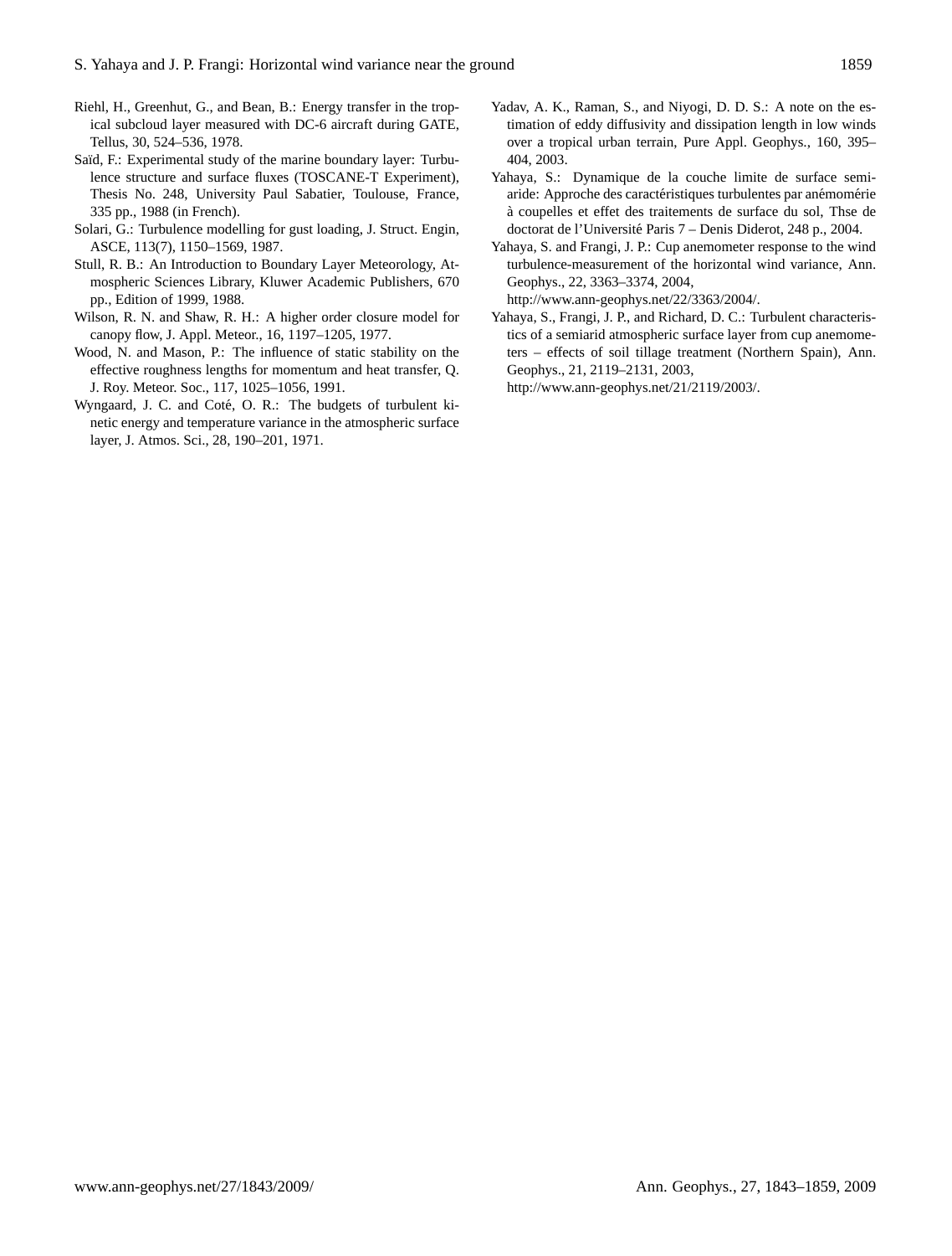Riehl, H., Greenhut, G., and Bean, B.: Energy transfer in the tropical subcloud layer measured with DC-6 aircraft during GATE, Tellus, 30, 524–536, 1978.

Saïd, F.: Experimental study of the marine boundary layer: Turbulence structure and surface fluxes (TOSCANE-T Experiment), Thesis No. 248, University Paul Sabatier, Toulouse, France, 335 pp., 1988 (in French).

Solari, G.: Turbulence modelling for gust loading, J. Struct. Engin, ASCE, 113(7), 1150–1569, 1987.

Stull, R. B.: An Introduction to Boundary Layer Meteorology, Atmospheric Sciences Library, Kluwer Academic Publishers, 670 pp., Edition of 1999, 1988.

Wilson, R. N. and Shaw, R. H.: A higher order closure model for canopy flow, J. Appl. Meteor., 16, 1197–1205, 1977.

Wood, N. and Mason, P.: The influence of static stability on the effective roughness lengths for momentum and heat transfer, Q. J. Roy. Meteor. Soc., 117, 1025–1056, 1991.

Wyngaard, J. C. and Coté, O. R.: The budgets of turbulent kinetic energy and temperature variance in the atmospheric surface layer, J. Atmos. Sci., 28, 190–201, 1971.

Yadav, A. K., Raman, S., and Niyogi, D. D. S.: A note on the estimation of eddy diffusivity and dissipation length in low winds over a tropical urban terrain, Pure Appl. Geophys., 160, 395–404, 2003.

Yahaya, S.: Dynamique de la couche limite de surface semi-aride: Approche des caractéristiques turbulentes par anémomérie à coupelles et effet des traitements de surface du sol, Thse de doctorat de l'Université Paris 7 – Denis Diderot, 248 p., 2004.

Yahaya, S. and Frangi, J. P.: Cup anemometer response to the wind turbulence-measurement of the horizontal wind variance, Ann. Geophys., 22, 3363–3374, 2004, http://www.ann-geophys.net/22/3363/2004/.

Yahaya, S., Frangi, J. P., and Richard, D. C.: Turbulent characteristics of a semiarid atmospheric surface layer from cup anemometers – effects of soil tillage treatment (Northern Spain), Ann. Geophys., 21, 2119–2131, 2003, http://www.ann-geophys.net/21/2119/2003/.